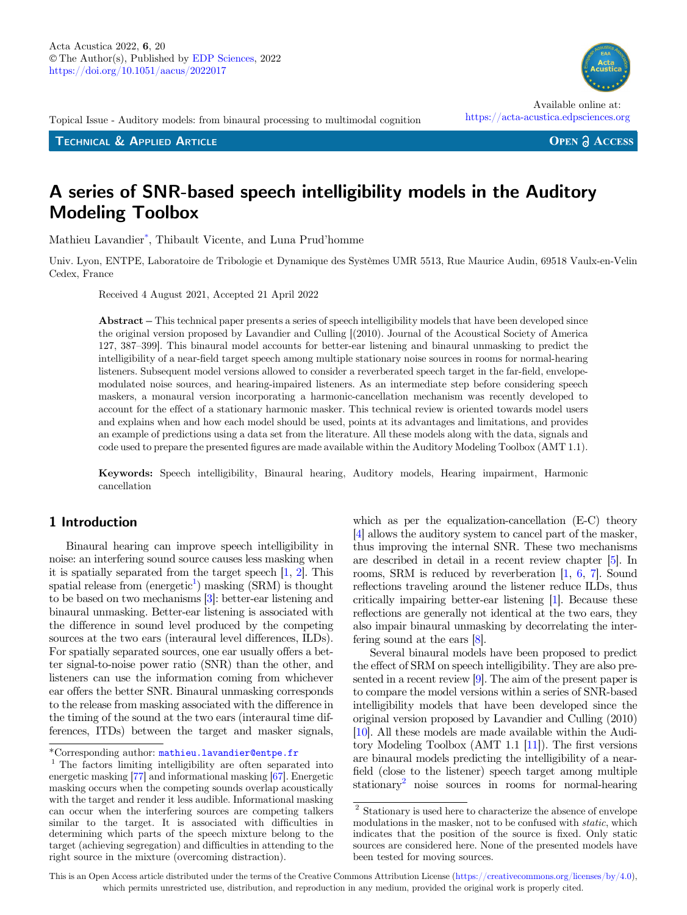Topical Issue - Auditory models: from binaural processing to multimodal cognition

**Technical & Applied Article**

**Open Access**

# A series of SNR-based speech intelligibility models in the Auditory Modeling Toolbox

Mathieu Lavandier*, Thibault Vicente, and Luna Prud'homme

Univ. Lyon, ENTPE, Laboratoire de Tribologie et Dynamique des Systèmes UMR 5513, Rue Maurice Audin, 69518 Vaulx-en-Velin Cedex, France

Received 4 August 2021, Accepted 21 April 2022

**Abstract** – This technical paper presents a series of speech intelligibility models that have been developed since the original version proposed by Lavandier and Culling [(2010). Journal of the Acoustical Society of America 127, 387–399]. This binaural model accounts for better-ear listening and binaural unmasking to predict the intelligibility of a near-field target speech among multiple stationary noise sources in rooms for normal-hearing listeners. Subsequent model versions allowed to consider a reverberated speech target in the far-field, envelope-modulated noise sources, and hearing-impaired listeners. As an intermediate step before considering speech maskers, a monaural version incorporating a harmonic-cancellation mechanism was recently developed to account for the effect of a stationary harmonic masker. This technical review is oriented towards model users and explains when and how each model should be used, points at its advantages and limitations, and provides an example of predictions using a data set from the literature. All these models along with the data, signals and code used to prepare the presented figures are made available within the Auditory Modeling Toolbox (AMT 1.1).

**Keywords:** Speech intelligibility, Binaural hearing, Auditory models, Hearing impairment, Harmonic cancellation

## 1 Introduction

Binaural hearing can improve speech intelligibility in noise: an interfering sound source causes less masking when it is spatially separated from the target speech [1, 2]. This spatial release from (energetic[1]) masking (SRM) is thought to be based on two mechanisms [3]: better-ear listening and binaural unmasking. Better-ear listening is associated with the difference in sound level produced by the competing sources at the two ears (interaural level differences, ILDs). For spatially separated sources, one ear usually offers a better signal-to-noise power ratio (SNR) than the other, and listeners can use the information coming from whichever ear offers the better SNR. Binaural unmasking corresponds to the release from masking associated with the difference in the timing of the sound at the two ears (interaural time differences, ITDs) between the target and masker signals, which as per the equalization-cancellation (E-C) theory [4] allows the auditory system to cancel part of the masker, thus improving the internal SNR. These two mechanisms are described in detail in a recent review chapter [5]. In rooms, SRM is reduced by reverberation [1, 6, 7]. Sound reflections traveling around the listener reduce ILDs, thus critically impairing better-ear listening [1]. Because these reflections are generally not identical at the two ears, they also impair binaural unmasking by decorrelating the interfering sound at the ears [8].

Several binaural models have been proposed to predict the effect of SRM on speech intelligibility. They are also presented in a recent review [9]. The aim of the present paper is to compare the model versions within a series of SNR-based intelligibility models that have been developed since the original version proposed by Lavandier and Culling (2010) [10]. All these models are made available within the Auditory Modeling Toolbox (AMT 1.1 [11]). The first versions are binaural models predicting the intelligibility of a near-field (close to the listener) speech target among multiple stationary[2] noise sources in rooms for normal-hearing

---

*Corresponding author: mathieu.lavandier@entpe.fr

[1] The factors limiting intelligibility are often separated into energetic masking [77] and informational masking [67]. Energetic masking occurs when the competing sounds overlap acoustically with the target and render it less audible. Informational masking can occur when the interfering sources are competing talkers similar to the target. It is associated with difficulties in determining which parts of the speech mixture belong to the target (achieving segregation) and difficulties in attending to the right source in the mixture (overcoming distraction).

[2] Stationary is used here to characterize the absence of envelope modulations in the masker, not to be confused with *static*, which indicates that the position of the source is fixed. Only static sources are considered here. None of the presented models have been tested for moving sources.

This is an Open Access article distributed under the terms of the Creative Commons Attribution License (https://creativecommons.org/licenses/by/4.0), which permits unrestricted use, distribution, and reproduction in any medium, provided the original work is properly cited.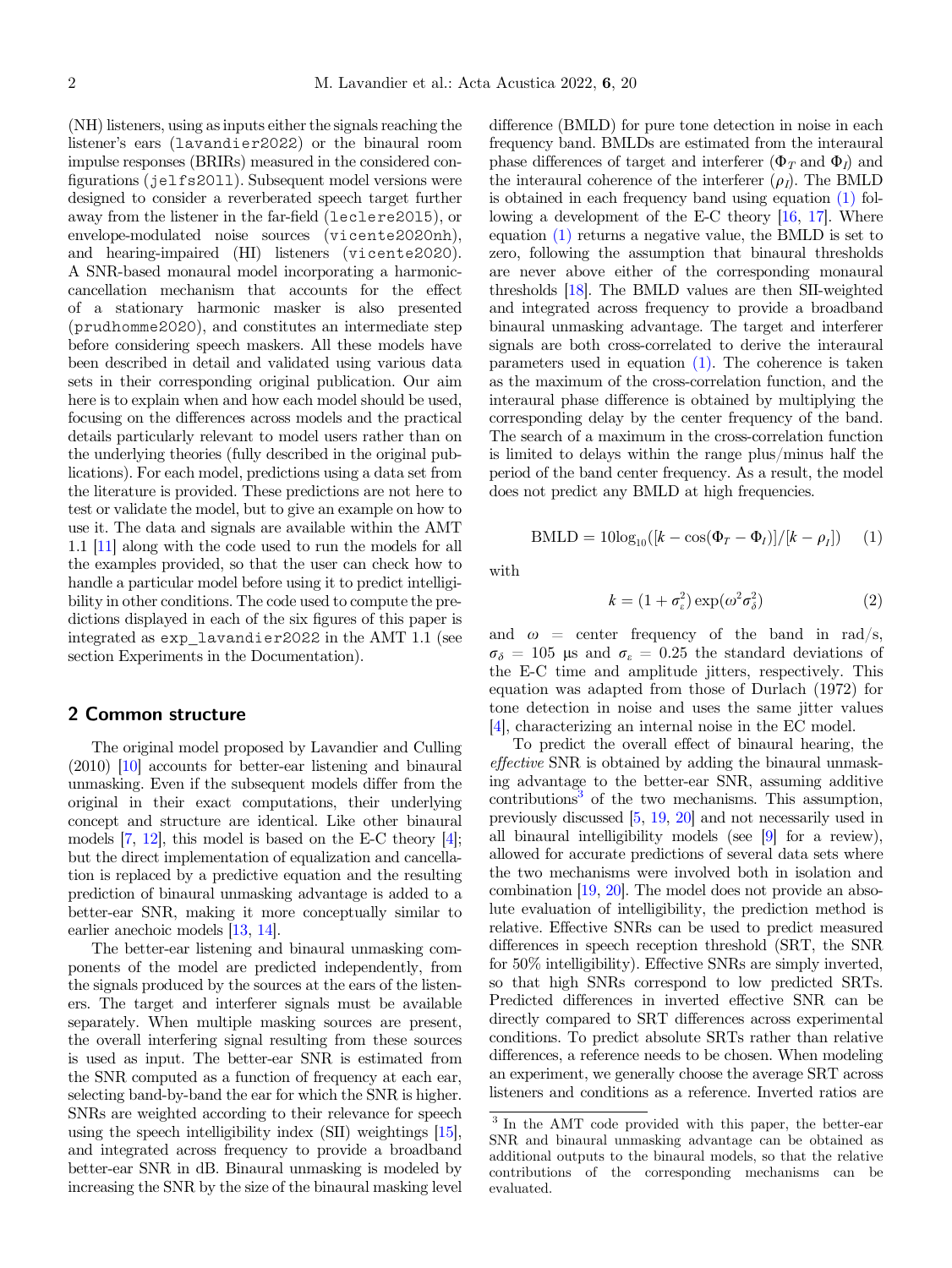(NH) listeners, using as inputs either the signals reaching the listener's ears (lavandier2022) or the binaural room impulse responses (BRIRs) measured in the considered configurations (jelfs2011). Subsequent model versions were designed to consider a reverberated speech target further away from the listener in the far-field (leclere2015), or envelope-modulated noise sources (vicente2020nh), and hearing-impaired (HI) listeners (vicente2020). A SNR-based monaural model incorporating a harmonic-cancellation mechanism that accounts for the effect of a stationary harmonic masker is also presented (prudhomme2020), and constitutes an intermediate step before considering speech maskers. All these models have been described in detail and validated using various data sets in their corresponding original publication. Our aim here is to explain when and how each model should be used, focusing on the differences across models and the practical details particularly relevant to model users rather than on the underlying theories (fully described in the original publications). For each model, predictions using a data set from the literature is provided. These predictions are not here to test or validate the model, but to give an example on how to use it. The data and signals are available within the AMT 1.1 [11] along with the code used to run the models for all the examples provided, so that the user can check how to handle a particular model before using it to predict intelligibility in other conditions. The code used to compute the predictions displayed in each of the six figures of this paper is integrated as exp_lavandier2022 in the AMT 1.1 (see section Experiments in the Documentation).

## 2 Common structure

The original model proposed by Lavandier and Culling (2010) [10] accounts for better-ear listening and binaural unmasking. Even if the subsequent models differ from the original in their exact computations, their underlying concept and structure are identical. Like other binaural models [7, 12], this model is based on the E-C theory [4]; but the direct implementation of equalization and cancellation is replaced by a predictive equation and the resulting prediction of binaural unmasking advantage is added to a better-ear SNR, making it more conceptually similar to earlier anechoic models [13, 14].

The better-ear listening and binaural unmasking components of the model are predicted independently, from the signals produced by the sources at the ears of the listeners. The target and interferer signals must be available separately. When multiple masking sources are present, the overall interfering signal resulting from these sources is used as input. The better-ear SNR is estimated from the SNR computed as a function of frequency at each ear, selecting band-by-band the ear for which the SNR is higher. SNRs are weighted according to their relevance for speech using the speech intelligibility index (SII) weightings [15], and integrated across frequency to provide a broadband better-ear SNR in dB. Binaural unmasking is modeled by increasing the SNR by the size of the binaural masking level difference (BMLD) for pure tone detection in noise in each frequency band. BMLDs are estimated from the interaural phase differences of target and interferer ($\Phi_T$ and $\Phi_I$) and the interaural coherence of the interferer ($\rho_I$). The BMLD is obtained in each frequency band using equation (1) following a development of the E-C theory [16, 17]. Where equation (1) returns a negative value, the BMLD is set to zero, following the assumption that binaural thresholds are never above either of the corresponding monaural thresholds [18]. The BMLD values are then SII-weighted and integrated across frequency to provide a broadband binaural unmasking advantage. The target and interferer signals are both cross-correlated to derive the interaural parameters used in equation (1). The coherence is taken as the maximum of the cross-correlation function, and the interaural phase difference is obtained by multiplying the corresponding delay by the center frequency of the band. The search of a maximum in the cross-correlation function is limited to delays within the range plus/minus half the period of the band center frequency. As a result, the model does not predict any BMLD at high frequencies.

$$\mathrm{BMLD} = 10\log_{10}([k - \cos(\Phi_T - \Phi_I)]/[k - \rho_I]) \quad (1)$$

with

$$k = (1 + \sigma_\varepsilon^2)\exp(\omega^2\sigma_\delta^2) \quad (2)$$

and $\omega$ = center frequency of the band in rad/s, $\sigma_\delta$ = 105 μs and $\sigma_\varepsilon$ = 0.25 the standard deviations of the E-C time and amplitude jitters, respectively. This equation was adapted from those of Durlach (1972) for tone detection in noise and uses the same jitter values [4], characterizing an internal noise in the EC model.

To predict the overall effect of binaural hearing, the *effective* SNR is obtained by adding the binaural unmasking advantage to the better-ear SNR, assuming additive contributions[3] of the two mechanisms. This assumption, previously discussed [5, 19, 20] and not necessarily used in all binaural intelligibility models (see [9] for a review), allowed for accurate predictions of several data sets where the two mechanisms were involved both in isolation and combination [19, 20]. The model does not provide an absolute evaluation of intelligibility, the prediction method is relative. Effective SNRs can be used to predict measured differences in speech reception threshold (SRT, the SNR for 50% intelligibility). Effective SNRs are simply inverted, so that high SNRs correspond to low predicted SRTs. Predicted differences in inverted effective SNR can be directly compared to SRT differences across experimental conditions. To predict absolute SRTs rather than relative differences, a reference needs to be chosen. When modeling an experiment, we generally choose the average SRT across listeners and conditions as a reference. Inverted ratios are

[3] In the AMT code provided with this paper, the better-ear SNR and binaural unmasking advantage can be obtained as additional outputs to the binaural models, so that the relative contributions of the corresponding mechanisms can be evaluated.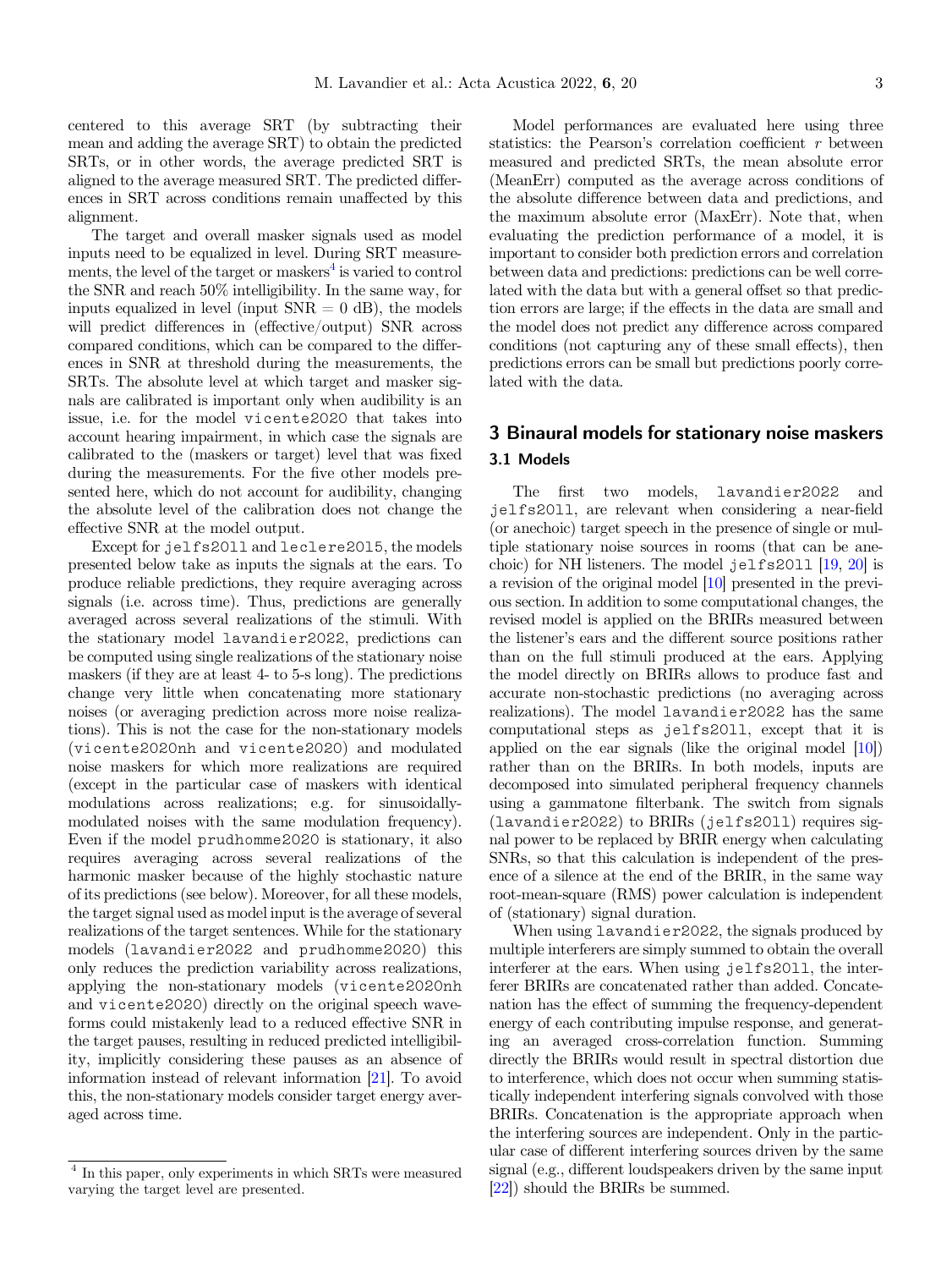centered to this average SRT (by subtracting their mean and adding the average SRT) to obtain the predicted SRTs, or in other words, the average predicted SRT is aligned to the average measured SRT. The predicted differences in SRT across conditions remain unaffected by this alignment.

The target and overall masker signals used as model inputs need to be equalized in level. During SRT measurements, the level of the target or maskers[4] is varied to control the SNR and reach 50% intelligibility. In the same way, for inputs equalized in level (input SNR = 0 dB), the models will predict differences in (effective/output) SNR across compared conditions, which can be compared to the differences in SNR at threshold during the measurements, the SRTs. The absolute level at which target and masker signals are calibrated is important only when audibility is an issue, i.e. for the model `vicente2020` that takes into account hearing impairment, in which case the signals are calibrated to the (maskers or target) level that was fixed during the measurements. For the five other models presented here, which do not account for audibility, changing the absolute level of the calibration does not change the effective SNR at the model output.

Except for `jelfs2011` and `leclere2015`, the models presented below take as inputs the signals at the ears. To produce reliable predictions, they require averaging across signals (i.e. across time). Thus, predictions are generally averaged across several realizations of the stimuli. With the stationary model `lavandier2022`, predictions can be computed using single realizations of the stationary noise maskers (if they are at least 4- to 5-s long). The predictions change very little when concatenating more stationary noises (or averaging prediction across more noise realizations). This is not the case for the non-stationary models (`vicente2020nh` and `vicente2020`) and modulated noise maskers for which more realizations are required (except in the particular case of maskers with identical modulations across realizations; e.g. for sinusoidally-modulated noises with the same modulation frequency). Even if the model `prudhomme2020` is stationary, it also requires averaging across several realizations of the harmonic masker because of the highly stochastic nature of its predictions (see below). Moreover, for all these models, the target signal used as model input is the average of several realizations of the target sentences. While for the stationary models (`lavandier2022` and `prudhomme2020`) this only reduces the prediction variability across realizations, applying the non-stationary models (`vicente2020nh` and `vicente2020`) directly on the original speech waveforms could mistakenly lead to a reduced effective SNR in the target pauses, resulting in reduced predicted intelligibility, implicitly considering these pauses as an absence of information instead of relevant information [21]. To avoid this, the non-stationary models consider target energy averaged across time.

[4] In this paper, only experiments in which SRTs were measured varying the target level are presented.

Model performances are evaluated here using three statistics: the Pearson's correlation coefficient $r$ between measured and predicted SRTs, the mean absolute error (MeanErr) computed as the average across conditions of the absolute difference between data and predictions, and the maximum absolute error (MaxErr). Note that, when evaluating the prediction performance of a model, it is important to consider both prediction errors and correlation between data and predictions: predictions can be well correlated with the data but with a general offset so that prediction errors are large; if the effects in the data are small and the model does not predict any difference across compared conditions (not capturing any of these small effects), then predictions errors can be small but predictions poorly correlated with the data.

## 3 Binaural models for stationary noise maskers

### 3.1 Models

The first two models, `lavandier2022` and `jelfs2011`, are relevant when considering a near-field (or anechoic) target speech in the presence of single or multiple stationary noise sources in rooms (that can be anechoic) for NH listeners. The model `jelfs2011` [19, 20] is a revision of the original model [10] presented in the previous section. In addition to some computational changes, the revised model is applied on the BRIRs measured between the listener's ears and the different source positions rather than on the full stimuli produced at the ears. Applying the model directly on BRIRs allows to produce fast and accurate non-stochastic predictions (no averaging across realizations). The model `lavandier2022` has the same computational steps as `jelfs2011`, except that it is applied on the ear signals (like the original model [10]) rather than on the BRIRs. In both models, inputs are decomposed into simulated peripheral frequency channels using a gammatone filterbank. The switch from signals (`lavandier2022`) to BRIRs (`jelfs2011`) requires signal power to be replaced by BRIR energy when calculating SNRs, so that this calculation is independent of the presence of a silence at the end of the BRIR, in the same way root-mean-square (RMS) power calculation is independent of (stationary) signal duration.

When using `lavandier2022`, the signals produced by multiple interferers are simply summed to obtain the overall interferer at the ears. When using `jelfs2011`, the interferer BRIRs are concatenated rather than added. Concatenation has the effect of summing the frequency-dependent energy of each contributing impulse response, and generating an averaged cross-correlation function. Summing directly the BRIRs would result in spectral distortion due to interference, which does not occur when summing statistically independent interfering signals convolved with those BRIRs. Concatenation is the appropriate approach when the interfering sources are independent. Only in the particular case of different interfering sources driven by the same signal (e.g., different loudspeakers driven by the same input [22]) should the BRIRs be summed.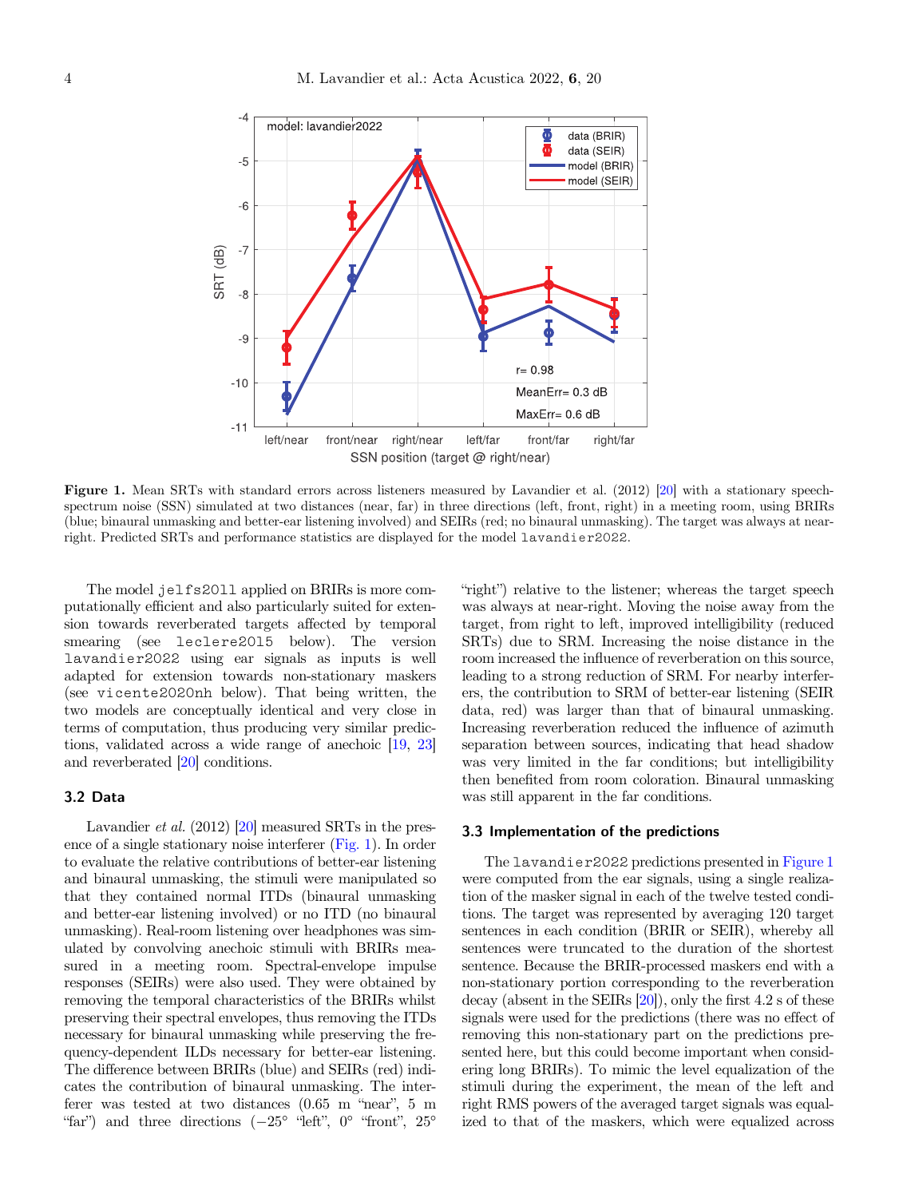**Figure 1.** Mean SRTs with standard errors across listeners measured by Lavandier et al. (2012) [20] with a stationary speech-spectrum noise (SSN) simulated at two distances (near, far) in three directions (left, front, right) in a meeting room, using BRIRs (blue; binaural unmasking and better-ear listening involved) and SEIRs (red; no binaural unmasking). The target was always at near-right. Predicted SRTs and performance statistics are displayed for the model `lavandier2022`.

The model `jelfs2011` applied on BRIRs is more computationally efficient and also particularly suited for extension towards reverberated targets affected by temporal smearing (see `leclere2015` below). The version `lavandier2022` using ear signals as inputs is well adapted for extension towards non-stationary maskers (see `vicente2020nh` below). That being written, the two models are conceptually identical and very close in terms of computation, thus producing very similar predictions, validated across a wide range of anechoic [19, 23] and reverberated [20] conditions.

### 3.2 Data

Lavandier *et al.* (2012) [20] measured SRTs in the presence of a single stationary noise interferer (Fig. 1). In order to evaluate the relative contributions of better-ear listening and binaural unmasking, the stimuli were manipulated so that they contained normal ITDs (binaural unmasking and better-ear listening involved) or no ITD (no binaural unmasking). Real-room listening over headphones was simulated by convolving anechoic stimuli with BRIRs measured in a meeting room. Spectral-envelope impulse responses (SEIRs) were also used. They were obtained by removing the temporal characteristics of the BRIRs whilst preserving their spectral envelopes, thus removing the ITDs necessary for binaural unmasking while preserving the frequency-dependent ILDs necessary for better-ear listening. The difference between BRIRs (blue) and SEIRs (red) indicates the contribution of binaural unmasking. The interferer was tested at two distances (0.65 m "near", 5 m "far") and three directions (−25° "left", 0° "front", 25° "right") relative to the listener; whereas the target speech was always at near-right. Moving the noise away from the target, from right to left, improved intelligibility (reduced SRTs) due to SRM. Increasing the noise distance in the room increased the influence of reverberation on this source, leading to a strong reduction of SRM. For nearby interferers, the contribution to SRM of better-ear listening (SEIR data, red) was larger than that of binaural unmasking. Increasing reverberation reduced the influence of azimuth separation between sources, indicating that head shadow was very limited in the far conditions; but intelligibility then benefited from room coloration. Binaural unmasking was still apparent in the far conditions.

### 3.3 Implementation of the predictions

The `lavandier2022` predictions presented in Figure 1 were computed from the ear signals, using a single realization of the masker signal in each of the twelve tested conditions. The target was represented by averaging 120 target sentences in each condition (BRIR or SEIR), whereby all sentences were truncated to the duration of the shortest sentence. Because the BRIR-processed maskers end with a non-stationary portion corresponding to the reverberation decay (absent in the SEIRs [20]), only the first 4.2 s of these signals were used for the predictions (there was no effect of removing this non-stationary part on the predictions presented here, but this could become important when considering long BRIRs). To mimic the level equalization of the stimuli during the experiment, the mean of the left and right RMS powers of the averaged target signals was equalized to that of the maskers, which were equalized across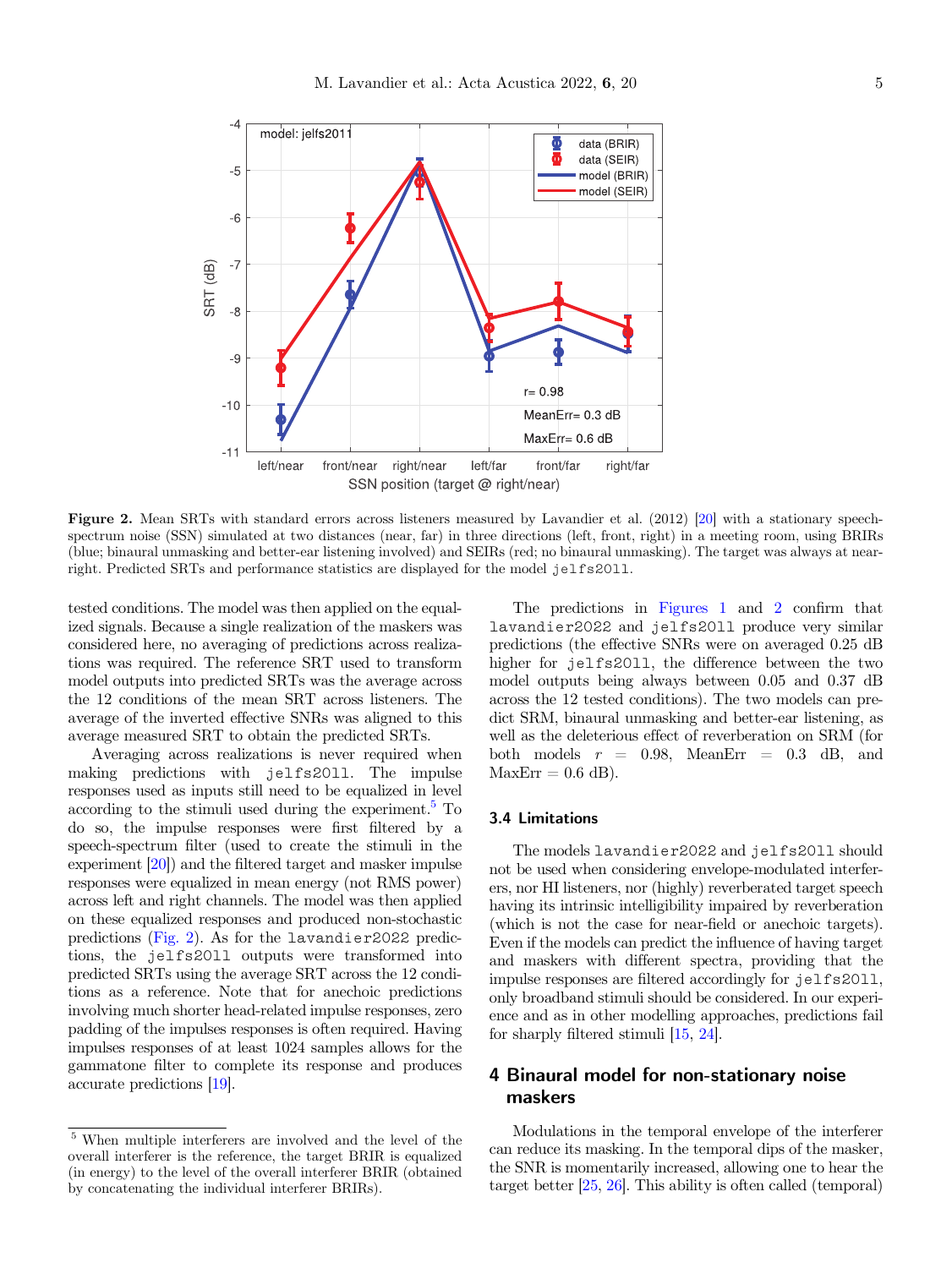**Figure 2.** Mean SRTs with standard errors across listeners measured by Lavandier et al. (2012) [20] with a stationary speech-spectrum noise (SSN) simulated at two distances (near, far) in three directions (left, front, right) in a meeting room, using BRIRs (blue; binaural unmasking and better-ear listening involved) and SEIRs (red; no binaural unmasking). The target was always at near-right. Predicted SRTs and performance statistics are displayed for the model jelfs2011.

tested conditions. The model was then applied on the equalized signals. Because a single realization of the maskers was considered here, no averaging of predictions across realizations was required. The reference SRT used to transform model outputs into predicted SRTs was the average across the 12 conditions of the mean SRT across listeners. The average of the inverted effective SNRs was aligned to this average measured SRT to obtain the predicted SRTs.

Averaging across realizations is never required when making predictions with jelfs2011. The impulse responses used as inputs still need to be equalized in level according to the stimuli used during the experiment.[5] To do so, the impulse responses were first filtered by a speech-spectrum filter (used to create the stimuli in the experiment [20]) and the filtered target and masker impulse responses were equalized in mean energy (not RMS power) across left and right channels. The model was then applied on these equalized responses and produced non-stochastic predictions (Fig. 2). As for the lavandier2022 predictions, the jelfs2011 outputs were transformed into predicted SRTs using the average SRT across the 12 conditions as a reference. Note that for anechoic predictions involving much shorter head-related impulse responses, zero padding of the impulses responses is often required. Having impulses responses of at least 1024 samples allows for the gammatone filter to complete its response and produces accurate predictions [19].

The predictions in Figures 1 and 2 confirm that lavandier2022 and jelfs2011 produce very similar predictions (the effective SNRs were on averaged 0.25 dB higher for jelfs2011, the difference between the two model outputs being always between 0.05 and 0.37 dB across the 12 tested conditions). The two models can predict SRM, binaural unmasking and better-ear listening, as well as the deleterious effect of reverberation on SRM (for both models $r = 0.98$, MeanErr $= 0.3$ dB, and MaxErr $= 0.6$ dB).

### 3.4 Limitations

The models lavandier2022 and jelfs2011 should not be used when considering envelope-modulated interferers, nor HI listeners, nor (highly) reverberated target speech having its intrinsic intelligibility impaired by reverberation (which is not the case for near-field or anechoic targets). Even if the models can predict the influence of having target and maskers with different spectra, providing that the impulse responses are filtered accordingly for jelfs2011, only broadband stimuli should be considered. In our experience and as in other modelling approaches, predictions fail for sharply filtered stimuli [15, 24].

## 4 Binaural model for non-stationary noise maskers

Modulations in the temporal envelope of the interferer can reduce its masking. In the temporal dips of the masker, the SNR is momentarily increased, allowing one to hear the target better [25, 26]. This ability is often called (temporal)

[5] When multiple interferers are involved and the level of the overall interferer is the reference, the target BRIR is equalized (in energy) to the level of the overall interferer BRIR (obtained by concatenating the individual interferer BRIRs).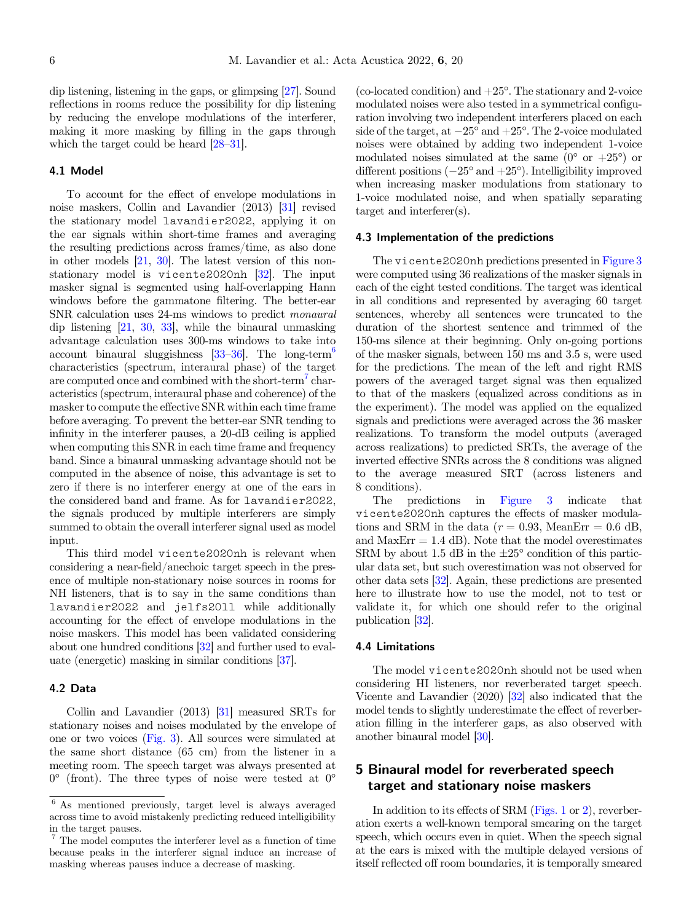dip listening, listening in the gaps, or glimpsing [27]. Sound reflections in rooms reduce the possibility for dip listening by reducing the envelope modulations of the interferer, making it more masking by filling in the gaps through which the target could be heard [28–31].

### 4.1 Model

To account for the effect of envelope modulations in noise maskers, Collin and Lavandier (2013) [31] revised the stationary model `lavandier2022`, applying it on the ear signals within short-time frames and averaging the resulting predictions across frames/time, as also done in other models [21, 30]. The latest version of this non-stationary model is `vicente2020nh` [32]. The input masker signal is segmented using half-overlapping Hann windows before the gammatone filtering. The better-ear SNR calculation uses 24-ms windows to predict *monaural* dip listening [21, 30, 33], while the binaural unmasking advantage calculation uses 300-ms windows to take into account binaural sluggishness [33–36]. The long-term[6] characteristics (spectrum, interaural phase) of the target are computed once and combined with the short-term[7] characteristics (spectrum, interaural phase and coherence) of the masker to compute the effective SNR within each time frame before averaging. To prevent the better-ear SNR tending to infinity in the interferer pauses, a 20-dB ceiling is applied when computing this SNR in each time frame and frequency band. Since a binaural unmasking advantage should not be computed in the absence of noise, this advantage is set to zero if there is no interferer energy at one of the ears in the considered band and frame. As for `lavandier2022`, the signals produced by multiple interferers are simply summed to obtain the overall interferer signal used as model input.

This third model `vicente2020nh` is relevant when considering a near-field/anechoic target speech in the presence of multiple non-stationary noise sources in rooms for NH listeners, that is to say in the same conditions than `lavandier2022` and `jelfs2011` while additionally accounting for the effect of envelope modulations in the noise maskers. This model has been validated considering about one hundred conditions [32] and further used to evaluate (energetic) masking in similar conditions [37].

### 4.2 Data

Collin and Lavandier (2013) [31] measured SRTs for stationary noises and noises modulated by the envelope of one or two voices (Fig. 3). All sources were simulated at the same short distance (65 cm) from the listener in a meeting room. The speech target was always presented at 0° (front). The three types of noise were tested at 0° (co-located condition) and +25°. The stationary and 2-voice modulated noises were also tested in a symmetrical configuration involving two independent interferers placed on each side of the target, at −25° and +25°. The 2-voice modulated noises were obtained by adding two independent 1-voice modulated noises simulated at the same (0° or +25°) or different positions (−25° and +25°). Intelligibility improved when increasing masker modulations from stationary to 1-voice modulated noise, and when spatially separating target and interferer(s).

### 4.3 Implementation of the predictions

The `vicente2020nh` predictions presented in Figure 3 were computed using 36 realizations of the masker signals in each of the eight tested conditions. The target was identical in all conditions and represented by averaging 60 target sentences, whereby all sentences were truncated to the duration of the shortest sentence and trimmed of the 150-ms silence at their beginning. Only on-going portions of the masker signals, between 150 ms and 3.5 s, were used for the predictions. The mean of the left and right RMS powers of the averaged target signal was then equalized to that of the maskers (equalized across conditions as in the experiment). The model was applied on the equalized signals and predictions were averaged across the 36 masker realizations. To transform the model outputs (averaged across realizations) to predicted SRTs, the average of the inverted effective SNRs across the 8 conditions was aligned to the average measured SRT (across listeners and 8 conditions).

The predictions in Figure 3 indicate that `vicente2020nh` captures the effects of masker modulations and SRM in the data ($r = 0.93$, MeanErr = 0.6 dB, and MaxErr = 1.4 dB). Note that the model overestimates SRM by about 1.5 dB in the ±25° condition of this particular data set, but such overestimation was not observed for other data sets [32]. Again, these predictions are presented here to illustrate how to use the model, not to test or validate it, for which one should refer to the original publication [32].

### 4.4 Limitations

The model `vicente2020nh` should not be used when considering HI listeners, nor reverberated target speech. Vicente and Lavandier (2020) [32] also indicated that the model tends to slightly underestimate the effect of reverberation filling in the interferer gaps, as also observed with another binaural model [30].

## 5 Binaural model for reverberated speech target and stationary noise maskers

In addition to its effects of SRM (Figs. 1 or 2), reverberation exerts a well-known temporal smearing on the target speech, which occurs even in quiet. When the speech signal at the ears is mixed with the multiple delayed versions of itself reflected off room boundaries, it is temporally smeared

---

[6] As mentioned previously, target level is always averaged across time to avoid mistakenly predicting reduced intelligibility in the target pauses.

[7] The model computes the interferer level as a function of time because peaks in the interferer signal induce an increase of masking whereas pauses induce a decrease of masking.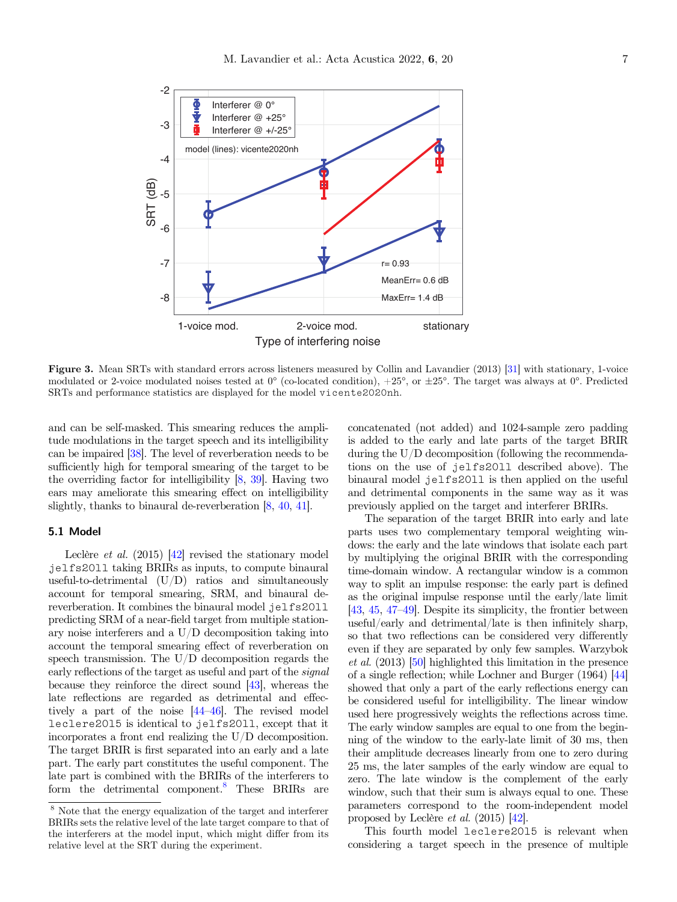**Figure 3.** Mean SRTs with standard errors across listeners measured by Collin and Lavandier (2013) [31] with stationary, 1-voice modulated or 2-voice modulated noises tested at 0° (co-located condition), +25°, or ±25°. The target was always at 0°. Predicted SRTs and performance statistics are displayed for the model `vicente2020nh`.

and can be self-masked. This smearing reduces the amplitude modulations in the target speech and its intelligibility can be impaired [38]. The level of reverberation needs to be sufficiently high for temporal smearing of the target to be the overriding factor for intelligibility [8, 39]. Having two ears may ameliorate this smearing effect on intelligibility slightly, thanks to binaural de-reverberation [8, 40, 41].

### 5.1 Model

Leclère *et al.* (2015) [42] revised the stationary model `jelfs2011` taking BRIRs as inputs, to compute binaural useful-to-detrimental (U/D) ratios and simultaneously account for temporal smearing, SRM, and binaural de-reverberation. It combines the binaural model `jelfs2011` predicting SRM of a near-field target from multiple stationary noise interferers and a U/D decomposition taking into account the temporal smearing effect of reverberation on speech transmission. The U/D decomposition regards the early reflections of the target as useful and part of the *signal* because they reinforce the direct sound [43], whereas the late reflections are regarded as detrimental and effectively a part of the noise [44–46]. The revised model `leclere2015` is identical to `jelfs2011`, except that it incorporates a front end realizing the U/D decomposition. The target BRIR is first separated into an early and a late part. The early part constitutes the useful component. The late part is combined with the BRIRs of the interferers to form the detrimental component.[8] These BRIRs are concatenated (not added) and 1024-sample zero padding is added to the early and late parts of the target BRIR during the U/D decomposition (following the recommendations on the use of `jelfs2011` described above). The binaural model `jelfs2011` is then applied on the useful and detrimental components in the same way as it was previously applied on the target and interferer BRIRs.

The separation of the target BRIR into early and late parts uses two complementary temporal weighting windows: the early and the late windows that isolate each part by multiplying the original BRIR with the corresponding time-domain window. A rectangular window is a common way to split an impulse response: the early part is defined as the original impulse response until the early/late limit [43, 45, 47–49]. Despite its simplicity, the frontier between useful/early and detrimental/late is then infinitely sharp, so that two reflections can be considered very differently even if they are separated by only few samples. Warzybok *et al.* (2013) [50] highlighted this limitation in the presence of a single reflection; while Lochner and Burger (1964) [44] showed that only a part of the early reflections energy can be considered useful for intelligibility. The linear window used here progressively weights the reflections across time. The early window samples are equal to one from the beginning of the window to the early-late limit of 30 ms, then their amplitude decreases linearly from one to zero during 25 ms, the later samples of the early window are equal to zero. The late window is the complement of the early window, such that their sum is always equal to one. These parameters correspond to the room-independent model proposed by Leclère *et al.* (2015) [42].

This fourth model `leclere2015` is relevant when considering a target speech in the presence of multiple

[8] Note that the energy equalization of the target and interferer BRIRs sets the relative level of the late target compare to that of the interferers at the model input, which might differ from its relative level at the SRT during the experiment.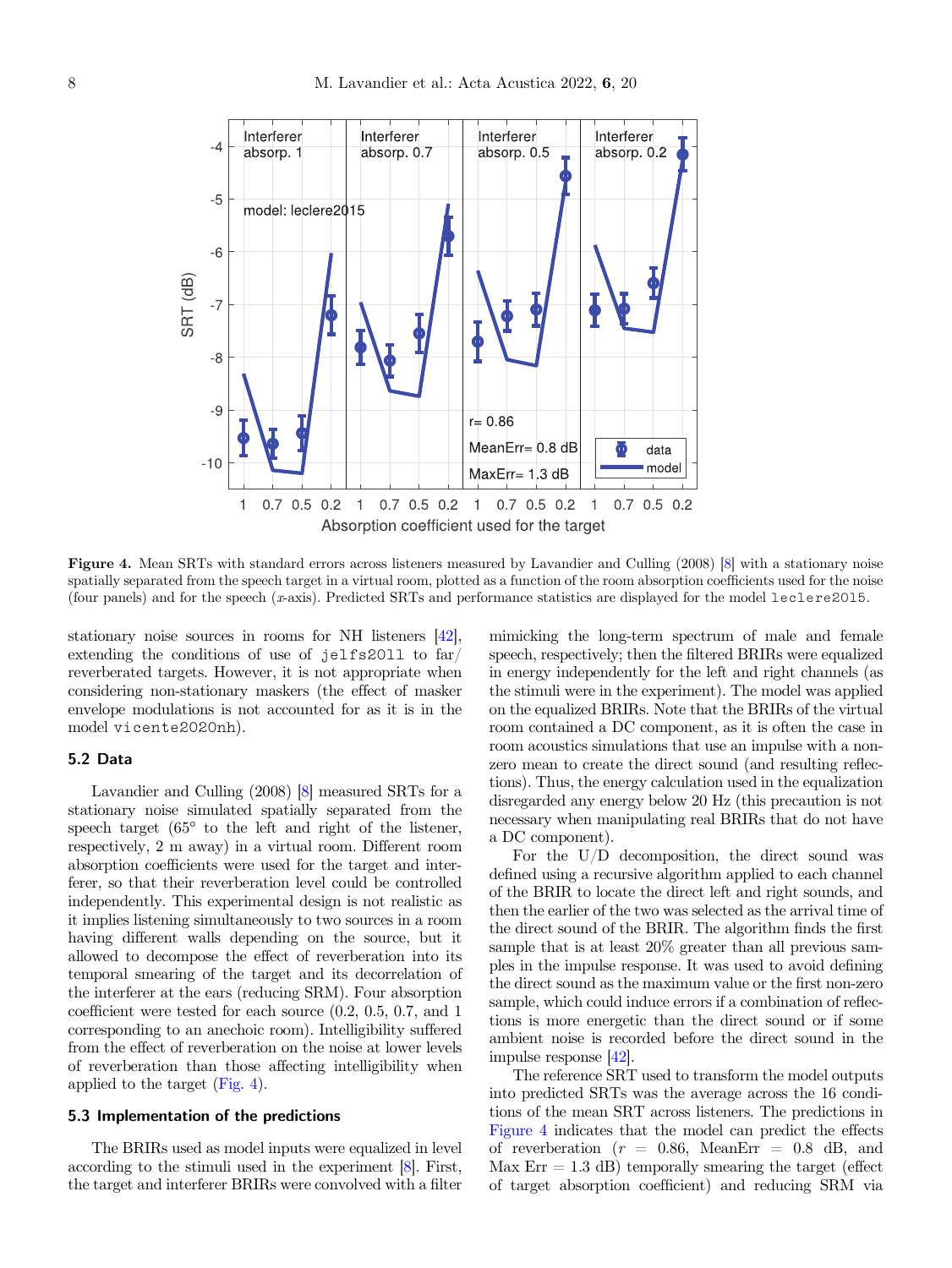**Figure 4.** Mean SRTs with standard errors across listeners measured by Lavandier and Culling (2008) [8] with a stationary noise spatially separated from the speech target in a virtual room, plotted as a function of the room absorption coefficients used for the noise (four panels) and for the speech ($x$-axis). Predicted SRTs and performance statistics are displayed for the model `leclere2015`.

stationary noise sources in rooms for NH listeners [42], extending the conditions of use of `jelfs2011` to far/reverberated targets. However, it is not appropriate when considering non-stationary maskers (the effect of masker envelope modulations is not accounted for as it is in the model `vicente2020nh`).

### 5.2 Data

Lavandier and Culling (2008) [8] measured SRTs for a stationary noise simulated spatially separated from the speech target (65° to the left and right of the listener, respectively, 2 m away) in a virtual room. Different room absorption coefficients were used for the target and interferer, so that their reverberation level could be controlled independently. This experimental design is not realistic as it implies listening simultaneously to two sources in a room having different walls depending on the source, but it allowed to decompose the effect of reverberation into its temporal smearing of the target and its decorrelation of the interferer at the ears (reducing SRM). Four absorption coefficient were tested for each source (0.2, 0.5, 0.7, and 1 corresponding to an anechoic room). Intelligibility suffered from the effect of reverberation on the noise at lower levels of reverberation than those affecting intelligibility when applied to the target (Fig. 4).

### 5.3 Implementation of the predictions

The BRIRs used as model inputs were equalized in level according to the stimuli used in the experiment [8]. First, the target and interferer BRIRs were convolved with a filter mimicking the long-term spectrum of male and female speech, respectively; then the filtered BRIRs were equalized in energy independently for the left and right channels (as the stimuli were in the experiment). The model was applied on the equalized BRIRs. Note that the BRIRs of the virtual room contained a DC component, as it is often the case in room acoustics simulations that use an impulse with a non-zero mean to create the direct sound (and resulting reflections). Thus, the energy calculation used in the equalization disregarded any energy below 20 Hz (this precaution is not necessary when manipulating real BRIRs that do not have a DC component).

For the U/D decomposition, the direct sound was defined using a recursive algorithm applied to each channel of the BRIR to locate the direct left and right sounds, and then the earlier of the two was selected as the arrival time of the direct sound of the BRIR. The algorithm finds the first sample that is at least 20% greater than all previous samples in the impulse response. It was used to avoid defining the direct sound as the maximum value or the first non-zero sample, which could induce errors if a combination of reflections is more energetic than the direct sound or if some ambient noise is recorded before the direct sound in the impulse response [42].

The reference SRT used to transform the model outputs into predicted SRTs was the average across the 16 conditions of the mean SRT across listeners. The predictions in Figure 4 indicates that the model can predict the effects of reverberation ($r$ = 0.86, MeanErr = 0.8 dB, and Max Err = 1.3 dB) temporally smearing the target (effect of target absorption coefficient) and reducing SRM via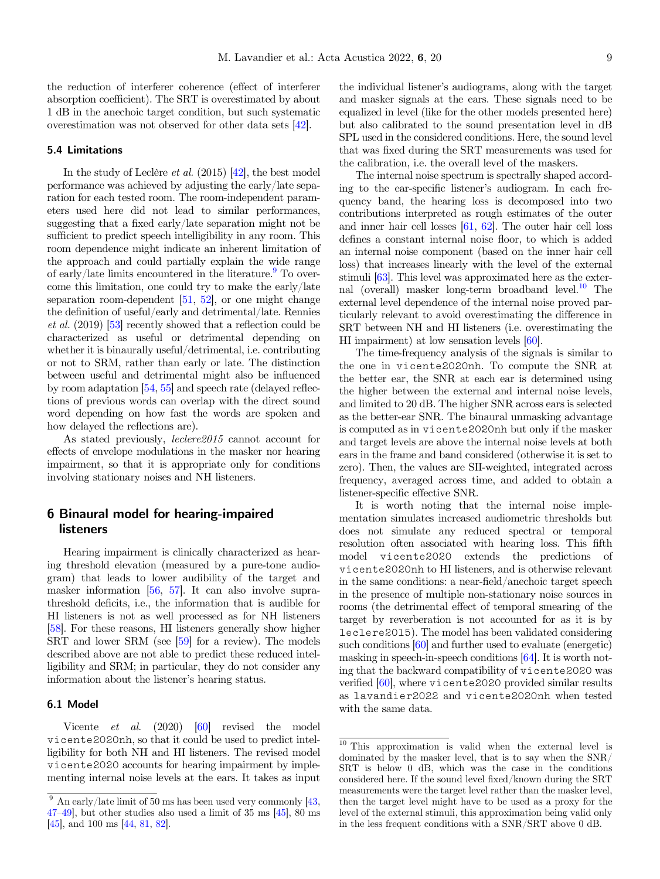the reduction of interferer coherence (effect of interferer absorption coefficient). The SRT is overestimated by about 1 dB in the anechoic target condition, but such systematic overestimation was not observed for other data sets [42].

### 5.4 Limitations

In the study of Leclère *et al.* (2015) [42], the best model performance was achieved by adjusting the early/late separation for each tested room. The room-independent parameters used here did not lead to similar performances, suggesting that a fixed early/late separation might not be sufficient to predict speech intelligibility in any room. This room dependence might indicate an inherent limitation of the approach and could partially explain the wide range of early/late limits encountered in the literature.[9] To overcome this limitation, one could try to make the early/late separation room-dependent [51, 52], or one might change the definition of useful/early and detrimental/late. Rennies *et al.* (2019) [53] recently showed that a reflection could be characterized as useful or detrimental depending on whether it is binaurally useful/detrimental, i.e. contributing or not to SRM, rather than early or late. The distinction between useful and detrimental might also be influenced by room adaptation [54, 55] and speech rate (delayed reflections of previous words can overlap with the direct sound word depending on how fast the words are spoken and how delayed the reflections are).

As stated previously, *leclere2015* cannot account for effects of envelope modulations in the masker nor hearing impairment, so that it is appropriate only for conditions involving stationary noises and NH listeners.

## 6 Binaural model for hearing-impaired listeners

Hearing impairment is clinically characterized as hearing threshold elevation (measured by a pure-tone audiogram) that leads to lower audibility of the target and masker information [56, 57]. It can also involve suprathreshold deficits, i.e., the information that is audible for HI listeners is not as well processed as for NH listeners [58]. For these reasons, HI listeners generally show higher SRT and lower SRM (see [59] for a review). The models described above are not able to predict these reduced intelligibility and SRM; in particular, they do not consider any information about the listener's hearing status.

### 6.1 Model

Vicente *et al.* (2020) [60] revised the model `vicente2020nh`, so that it could be used to predict intelligibility for both NH and HI listeners. The revised model `vicente2020` accounts for hearing impairment by implementing internal noise levels at the ears. It takes as input the individual listener's audiograms, along with the target and masker signals at the ears. These signals need to be equalized in level (like for the other models presented here) but also calibrated to the sound presentation level in dB SPL used in the considered conditions. Here, the sound level that was fixed during the SRT measurements was used for the calibration, i.e. the overall level of the maskers.

The internal noise spectrum is spectrally shaped according to the ear-specific listener's audiogram. In each frequency band, the hearing loss is decomposed into two contributions interpreted as rough estimates of the outer and inner hair cell losses [61, 62]. The outer hair cell loss defines a constant internal noise floor, to which is added an internal noise component (based on the inner hair cell loss) that increases linearly with the level of the external stimuli [63]. This level was approximated here as the external (overall) masker long-term broadband level.[10] The external level dependence of the internal noise proved particularly relevant to avoid overestimating the difference in SRT between NH and HI listeners (i.e. overestimating the HI impairment) at low sensation levels [60].

The time-frequency analysis of the signals is similar to the one in `vicente2020nh`. To compute the SNR at the better ear, the SNR at each ear is determined using the higher between the external and internal noise levels, and limited to 20 dB. The higher SNR across ears is selected as the better-ear SNR. The binaural unmasking advantage is computed as in `vicente2020nh` but only if the masker and target levels are above the internal noise levels at both ears in the frame and band considered (otherwise it is set to zero). Then, the values are SII-weighted, integrated across frequency, averaged across time, and added to obtain a listener-specific effective SNR.

It is worth noting that the internal noise implementation simulates increased audiometric thresholds but does not simulate any reduced spectral or temporal resolution often associated with hearing loss. This fifth model `vicente2020` extends the predictions of `vicente2020nh` to HI listeners, and is otherwise relevant in the same conditions: a near-field/anechoic target speech in the presence of multiple non-stationary noise sources in rooms (the detrimental effect of temporal smearing of the target by reverberation is not accounted for as it is by `leclere2015`). The model has been validated considering such conditions [60] and further used to evaluate (energetic) masking in speech-in-speech conditions [64]. It is worth noting that the backward compatibility of `vicente2020` was verified [60], where `vicente2020` provided similar results as `lavandier2022` and `vicente2020nh` when tested with the same data.

---

[9] An early/late limit of 50 ms has been used very commonly [43, 47–49], but other studies also used a limit of 35 ms [45], 80 ms [45], and 100 ms [44, 81, 82].

[10] This approximation is valid when the external level is dominated by the masker level, that is to say when the SNR/SRT is below 0 dB, which was the case in the conditions considered here. If the sound level fixed/known during the SRT measurements were the target level rather than the masker level, then the target level might have to be used as a proxy for the level of the external stimuli, this approximation being valid only in the less frequent conditions with a SNR/SRT above 0 dB.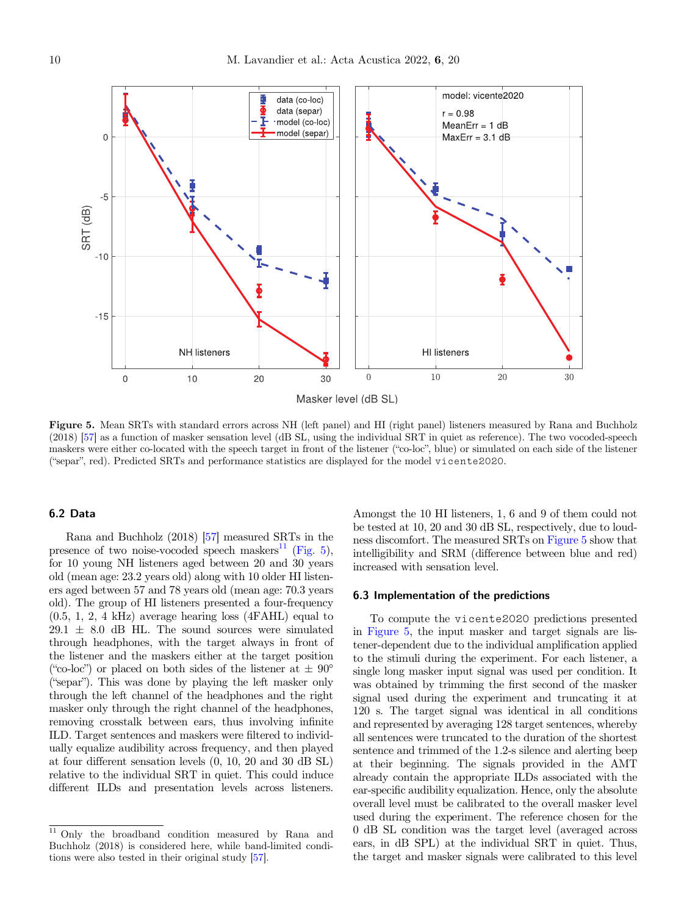**Figure 5.** Mean SRTs with standard errors across NH (left panel) and HI (right panel) listeners measured by Rana and Buchholz (2018) [57] as a function of masker sensation level (dB SL, using the individual SRT in quiet as reference). The two vocoded-speech maskers were either co-located with the speech target in front of the listener ("co-loc", blue) or simulated on each side of the listener ("separ", red). Predicted SRTs and performance statistics are displayed for the model `vicente2020`.

### 6.2 Data

Rana and Buchholz (2018) [57] measured SRTs in the presence of two noise-vocoded speech maskers[11] (Fig. 5), for 10 young NH listeners aged between 20 and 30 years old (mean age: 23.2 years old) along with 10 older HI listeners aged between 57 and 78 years old (mean age: 70.3 years old). The group of HI listeners presented a four-frequency (0.5, 1, 2, 4 kHz) average hearing loss (4FAHL) equal to 29.1 ± 8.0 dB HL. The sound sources were simulated through headphones, with the target always in front of the listener and the maskers either at the target position ("co-loc") or placed on both sides of the listener at ± 90° ("separ"). This was done by playing the left masker only through the left channel of the headphones and the right masker only through the right channel of the headphones, removing crosstalk between ears, thus involving infinite ILD. Target sentences and maskers were filtered to individually equalize audibility across frequency, and then played at four different sensation levels (0, 10, 20 and 30 dB SL) relative to the individual SRT in quiet. This could induce different ILDs and presentation levels across listeners. Amongst the 10 HI listeners, 1, 6 and 9 of them could not be tested at 10, 20 and 30 dB SL, respectively, due to loudness discomfort. The measured SRTs on Figure 5 show that intelligibility and SRM (difference between blue and red) increased with sensation level.

[11] Only the broadband condition measured by Rana and Buchholz (2018) is considered here, while band-limited conditions were also tested in their original study [57].

### 6.3 Implementation of the predictions

To compute the `vicente2020` predictions presented in Figure 5, the input masker and target signals are listener-dependent due to the individual amplification applied to the stimuli during the experiment. For each listener, a single long masker input signal was used per condition. It was obtained by trimming the first second of the masker signal used during the experiment and truncating it at 120 s. The target signal was identical in all conditions and represented by averaging 128 target sentences, whereby all sentences were truncated to the duration of the shortest sentence and trimmed of the 1.2-s silence and alerting beep at their beginning. The signals provided in the AMT already contain the appropriate ILDs associated with the ear-specific audibility equalization. Hence, only the absolute overall level must be calibrated to the overall masker level used during the experiment. The reference chosen for the 0 dB SL condition was the target level (averaged across ears, in dB SPL) at the individual SRT in quiet. Thus, the target and masker signals were calibrated to this level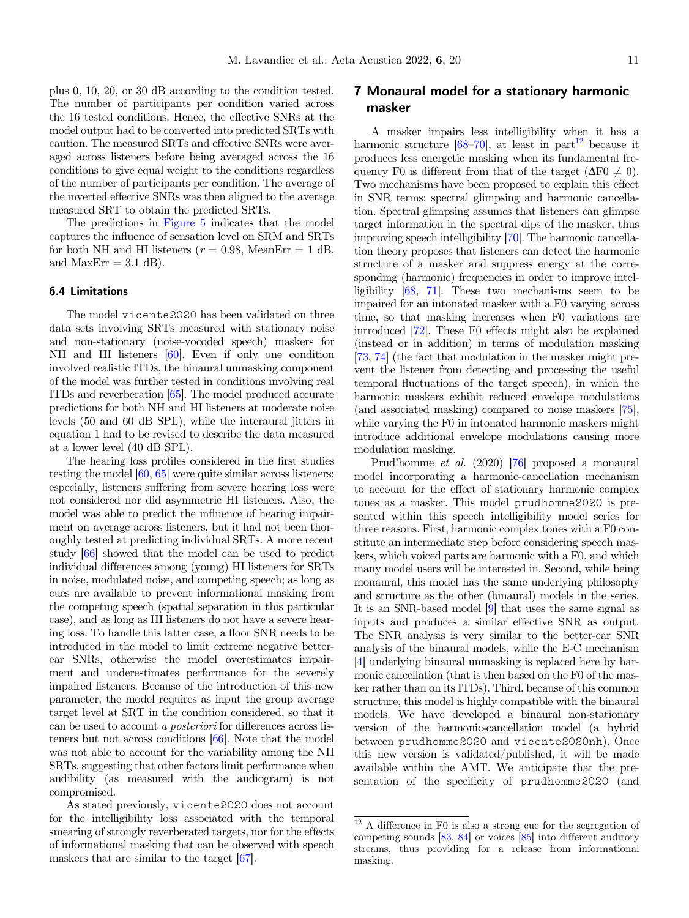plus 0, 10, 20, or 30 dB according to the condition tested. The number of participants per condition varied across the 16 tested conditions. Hence, the effective SNRs at the model output had to be converted into predicted SRTs with caution. The measured SRTs and effective SNRs were averaged across listeners before being averaged across the 16 conditions to give equal weight to the conditions regardless of the number of participants per condition. The average of the inverted effective SNRs was then aligned to the average measured SRT to obtain the predicted SRTs.

The predictions in Figure 5 indicates that the model captures the influence of sensation level on SRM and SRTs for both NH and HI listeners ($r = 0.98$, MeanErr = 1 dB, and MaxErr = 3.1 dB).

### 6.4 Limitations

The model `vicente2020` has been validated on three data sets involving SRTs measured with stationary noise and non-stationary (noise-vocoded speech) maskers for NH and HI listeners [60]. Even if only one condition involved realistic ITDs, the binaural unmasking component of the model was further tested in conditions involving real ITDs and reverberation [65]. The model produced accurate predictions for both NH and HI listeners at moderate noise levels (50 and 60 dB SPL), while the interaural jitters in equation 1 had to be revised to describe the data measured at a lower level (40 dB SPL).

The hearing loss profiles considered in the first studies testing the model [60, 65] were quite similar across listeners; especially, listeners suffering from severe hearing loss were not considered nor did asymmetric HI listeners. Also, the model was able to predict the influence of hearing impairment on average across listeners, but it had not been thoroughly tested at predicting individual SRTs. A more recent study [66] showed that the model can be used to predict individual differences among (young) HI listeners for SRTs in noise, modulated noise, and competing speech; as long as cues are available to prevent informational masking from the competing speech (spatial separation in this particular case), and as long as HI listeners do not have a severe hearing loss. To handle this latter case, a floor SNR needs to be introduced in the model to limit extreme negative better-ear SNRs, otherwise the model overestimates impairment and underestimates performance for the severely impaired listeners. Because of the introduction of this new parameter, the model requires as input the group average target level at SRT in the condition considered, so that it can be used to account *a posteriori* for differences across listeners but not across conditions [66]. Note that the model was not able to account for the variability among the NH SRTs, suggesting that other factors limit performance when audibility (as measured with the audiogram) is not compromised.

As stated previously, `vicente2020` does not account for the intelligibility loss associated with the temporal smearing of strongly reverberated targets, nor for the effects of informational masking that can be observed with speech maskers that are similar to the target [67].

## 7 Monaural model for a stationary harmonic masker

A masker impairs less intelligibility when it has a harmonic structure [68–70], at least in part[12] because it produces less energetic masking when its fundamental frequency F0 is different from that of the target ($\Delta$F0 $\neq$ 0). Two mechanisms have been proposed to explain this effect in SNR terms: spectral glimpsing and harmonic cancellation. Spectral glimpsing assumes that listeners can glimpse target information in the spectral dips of the masker, thus improving speech intelligibility [70]. The harmonic cancellation theory proposes that listeners can detect the harmonic structure of a masker and suppress energy at the corresponding (harmonic) frequencies in order to improve intelligibility [68, 71]. These two mechanisms seem to be impaired for an intonated masker with a F0 varying across time, so that masking increases when F0 variations are introduced [72]. These F0 effects might also be explained (instead or in addition) in terms of modulation masking [73, 74] (the fact that modulation in the masker might prevent the listener from detecting and processing the useful temporal fluctuations of the target speech), in which the harmonic maskers exhibit reduced envelope modulations (and associated masking) compared to noise maskers [75], while varying the F0 in intonated harmonic maskers might introduce additional envelope modulations causing more modulation masking.

Prud'homme *et al.* (2020) [76] proposed a monaural model incorporating a harmonic-cancellation mechanism to account for the effect of stationary harmonic complex tones as a masker. This model `prudhomme2020` is presented within this speech intelligibility model series for three reasons. First, harmonic complex tones with a F0 constitute an intermediate step before considering speech maskers, which voiced parts are harmonic with a F0, and which many model users will be interested in. Second, while being monaural, this model has the same underlying philosophy and structure as the other (binaural) models in the series. It is an SNR-based model [9] that uses the same signal as inputs and produces a similar effective SNR as output. The SNR analysis is very similar to the better-ear SNR analysis of the binaural models, while the E-C mechanism [4] underlying binaural unmasking is replaced here by harmonic cancellation (that is then based on the F0 of the masker rather than on its ITDs). Third, because of this common structure, this model is highly compatible with the binaural models. We have developed a binaural non-stationary version of the harmonic-cancellation model (a hybrid between `prudhomme2020` and `vicente2020nh`). Once this new version is validated/published, it will be made available within the AMT. We anticipate that the presentation of the specificity of `prudhomme2020` (and

[12] A difference in F0 is also a strong cue for the segregation of competing sounds [83, 84] or voices [85] into different auditory streams, thus providing for a release from informational masking.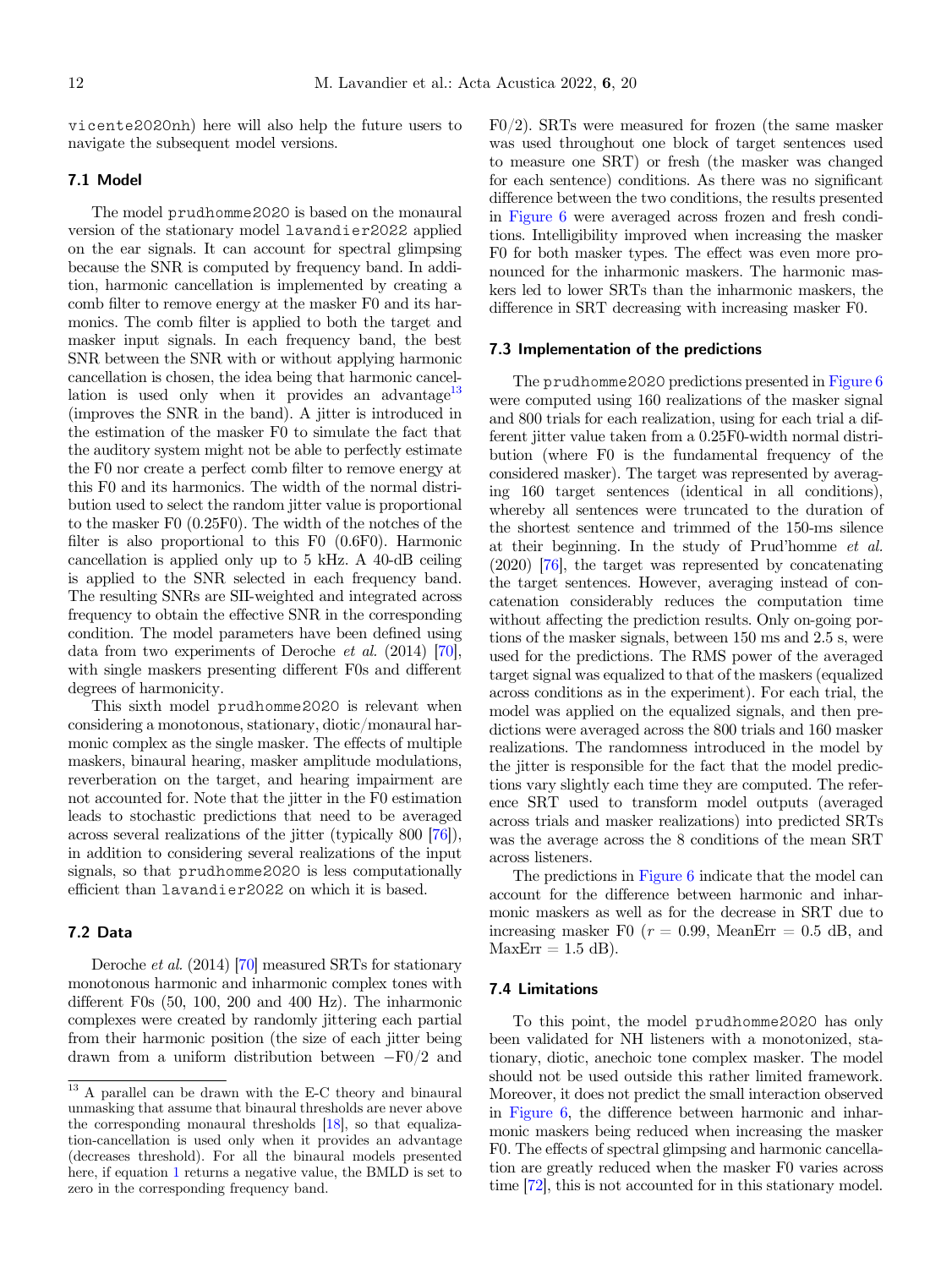vicente2020nh) here will also help the future users to navigate the subsequent model versions.

### 7.1 Model

The model prudhomme2020 is based on the monaural version of the stationary model lavandier2022 applied on the ear signals. It can account for spectral glimpsing because the SNR is computed by frequency band. In addition, harmonic cancellation is implemented by creating a comb filter to remove energy at the masker F0 and its harmonics. The comb filter is applied to both the target and masker input signals. In each frequency band, the best SNR between the SNR with or without applying harmonic cancellation is chosen, the idea being that harmonic cancellation is used only when it provides an advantage[13] (improves the SNR in the band). A jitter is introduced in the estimation of the masker F0 to simulate the fact that the auditory system might not be able to perfectly estimate the F0 nor create a perfect comb filter to remove energy at this F0 and its harmonics. The width of the normal distribution used to select the random jitter value is proportional to the masker F0 (0.25F0). The width of the notches of the filter is also proportional to this F0 (0.6F0). Harmonic cancellation is applied only up to 5 kHz. A 40-dB ceiling is applied to the SNR selected in each frequency band. The resulting SNRs are SII-weighted and integrated across frequency to obtain the effective SNR in the corresponding condition. The model parameters have been defined using data from two experiments of Deroche *et al.* (2014) [70], with single maskers presenting different F0s and different degrees of harmonicity.

This sixth model prudhomme2020 is relevant when considering a monotonous, stationary, diotic/monaural harmonic complex as the single masker. The effects of multiple maskers, binaural hearing, masker amplitude modulations, reverberation on the target, and hearing impairment are not accounted for. Note that the jitter in the F0 estimation leads to stochastic predictions that need to be averaged across several realizations of the jitter (typically 800 [76]), in addition to considering several realizations of the input signals, so that prudhomme2020 is less computationally efficient than lavandier2022 on which it is based.

### 7.2 Data

Deroche *et al.* (2014) [70] measured SRTs for stationary monotonous harmonic and inharmonic complex tones with different F0s (50, 100, 200 and 400 Hz). The inharmonic complexes were created by randomly jittering each partial from their harmonic position (the size of each jitter being drawn from a uniform distribution between −F0/2 and F0/2). SRTs were measured for frozen (the same masker was used throughout one block of target sentences used to measure one SRT) or fresh (the masker was changed for each sentence) conditions. As there was no significant difference between the two conditions, the results presented in Figure 6 were averaged across frozen and fresh conditions. Intelligibility improved when increasing the masker F0 for both masker types. The effect was even more pronounced for the inharmonic maskers. The harmonic maskers led to lower SRTs than the inharmonic maskers, the difference in SRT decreasing with increasing masker F0.

### 7.3 Implementation of the predictions

The prudhomme2020 predictions presented in Figure 6 were computed using 160 realizations of the masker signal and 800 trials for each realization, using for each trial a different jitter value taken from a 0.25F0-width normal distribution (where F0 is the fundamental frequency of the considered masker). The target was represented by averaging 160 target sentences (identical in all conditions), whereby all sentences were truncated to the duration of the shortest sentence and trimmed of the 150-ms silence at their beginning. In the study of Prud'homme *et al.* (2020) [76], the target was represented by concatenating the target sentences. However, averaging instead of concatenation considerably reduces the computation time without affecting the prediction results. Only on-going portions of the masker signals, between 150 ms and 2.5 s, were used for the predictions. The RMS power of the averaged target signal was equalized to that of the maskers (equalized across conditions as in the experiment). For each trial, the model was applied on the equalized signals, and then predictions were averaged across the 800 trials and 160 masker realizations. The randomness introduced in the model by the jitter is responsible for the fact that the model predictions vary slightly each time they are computed. The reference SRT used to transform model outputs (averaged across trials and masker realizations) into predicted SRTs was the average across the 8 conditions of the mean SRT across listeners.

The predictions in Figure 6 indicate that the model can account for the difference between harmonic and inharmonic maskers as well as for the decrease in SRT due to increasing masker F0 ($r = 0.99$, MeanErr = 0.5 dB, and MaxErr = 1.5 dB).

### 7.4 Limitations

To this point, the model prudhomme2020 has only been validated for NH listeners with a monotonized, stationary, diotic, anechoic tone complex masker. The model should not be used outside this rather limited framework. Moreover, it does not predict the small interaction observed in Figure 6, the difference between harmonic and inharmonic maskers being reduced when increasing the masker F0. The effects of spectral glimpsing and harmonic cancellation are greatly reduced when the masker F0 varies across time [72], this is not accounted for in this stationary model.

---

[13] A parallel can be drawn with the E-C theory and binaural unmasking that assume that binaural thresholds are never above the corresponding monaural thresholds [18], so that equalization-cancellation is used only when it provides an advantage (decreases threshold). For all the binaural models presented here, if equation 1 returns a negative value, the BMLD is set to zero in the corresponding frequency band.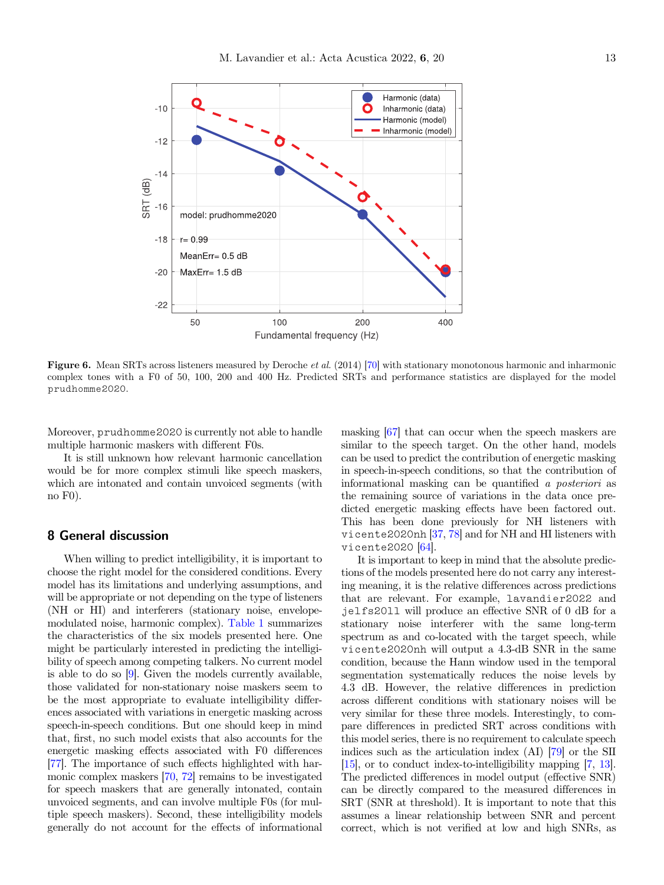Figure 6. Mean SRTs across listeners measured by Deroche *et al.* (2014) [70] with stationary monotonous harmonic and inharmonic complex tones with a F0 of 50, 100, 200 and 400 Hz. Predicted SRTs and performance statistics are displayed for the model `prudhomme2020`.

Moreover, `prudhomme2020` is currently not able to handle multiple harmonic maskers with different F0s.

It is still unknown how relevant harmonic cancellation would be for more complex stimuli like speech maskers, which are intonated and contain unvoiced segments (with no F0).

## 8 General discussion

When willing to predict intelligibility, it is important to choose the right model for the considered conditions. Every model has its limitations and underlying assumptions, and will be appropriate or not depending on the type of listeners (NH or HI) and interferers (stationary noise, envelope-modulated noise, harmonic complex). Table 1 summarizes the characteristics of the six models presented here. One might be particularly interested in predicting the intelligibility of speech among competing talkers. No current model is able to do so [9]. Given the models currently available, those validated for non-stationary noise maskers seem to be the most appropriate to evaluate intelligibility differences associated with variations in energetic masking across speech-in-speech conditions. But one should keep in mind that, first, no such model exists that also accounts for the energetic masking effects associated with F0 differences [77]. The importance of such effects highlighted with harmonic complex maskers [70, 72] remains to be investigated for speech maskers that are generally intonated, contain unvoiced segments, and can involve multiple F0s (for multiple speech maskers). Second, these intelligibility models generally do not account for the effects of informational masking [67] that can occur when the speech maskers are similar to the speech target. On the other hand, models can be used to predict the contribution of energetic masking in speech-in-speech conditions, so that the contribution of informational masking can be quantified *a posteriori* as the remaining source of variations in the data once predicted energetic masking effects have been factored out. This has been done previously for NH listeners with `vicente2020nh` [37, 78] and for NH and HI listeners with `vicente2020` [64].

It is important to keep in mind that the absolute predictions of the models presented here do not carry any interesting meaning, it is the relative differences across predictions that are relevant. For example, `lavandier2022` and `jelfs2011` will produce an effective SNR of 0 dB for a stationary noise interferer with the same long-term spectrum as and co-located with the target speech, while `vicente2020nh` will output a 4.3-dB SNR in the same condition, because the Hann window used in the temporal segmentation systematically reduces the noise levels by 4.3 dB. However, the relative differences in prediction across different conditions with stationary noises will be very similar for these three models. Interestingly, to compare differences in predicted SRT across conditions with this model series, there is no requirement to calculate speech indices such as the articulation index (AI) [79] or the SII [15], or to conduct index-to-intelligibility mapping [7, 13]. The predicted differences in model output (effective SNR) can be directly compared to the measured differences in SRT (SNR at threshold). It is important to note that this assumes a linear relationship between SNR and percent correct, which is not verified at low and high SNRs, as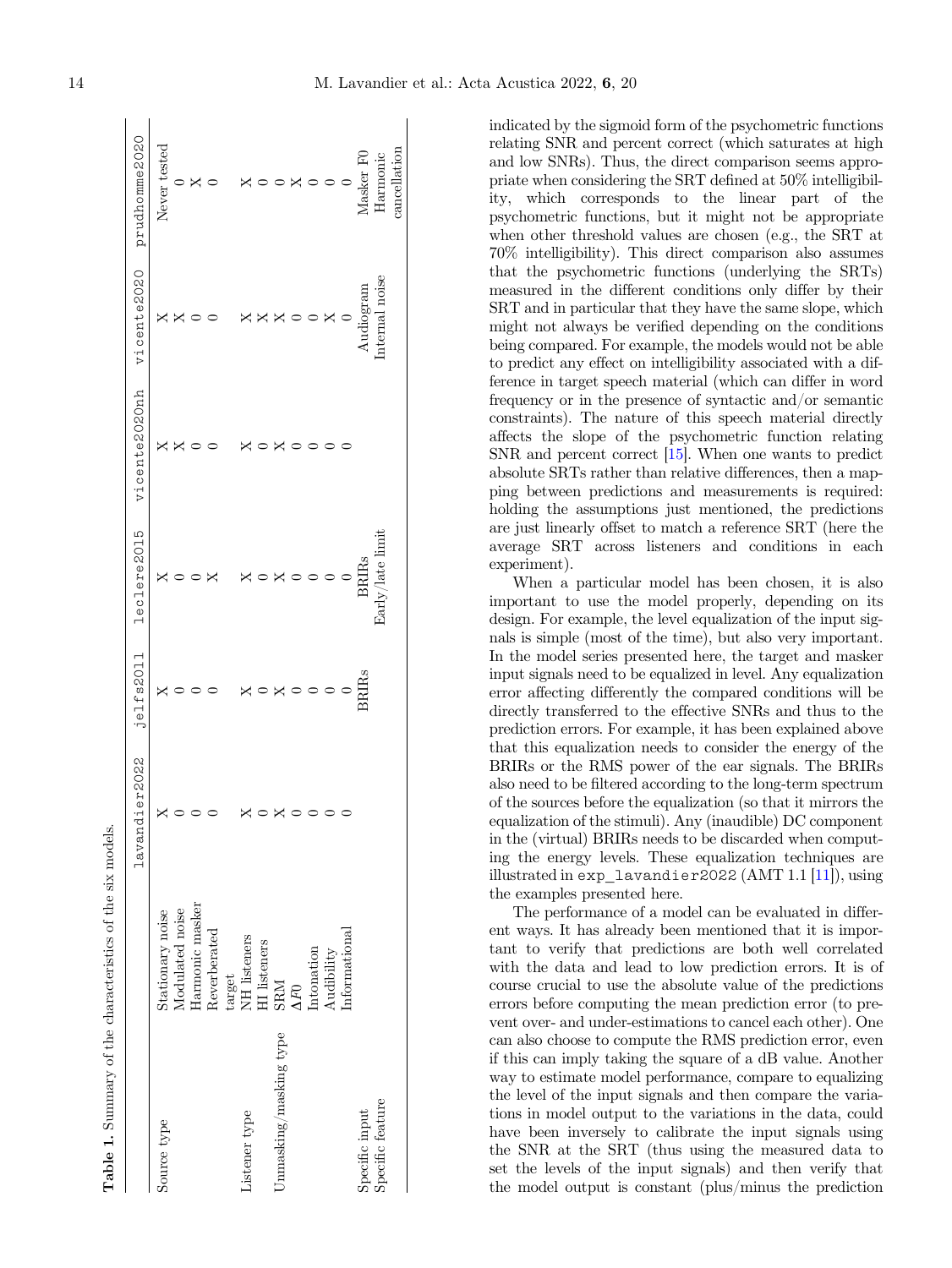**Table 1.** Summary of the characteristics of the six models.

| | | lavandier2022 | jelfs2011 | leclere2015 | vicente2020nh | vicente2020 | prudhomme2020 |
|---|---|---|---|---|---|---|---|
| Source type | Stationary noise | X | X | X | X | X | Never tested |
| | Modulated noise | 0 | 0 | 0 | X | X | 0 |
| | Harmonic masker | 0 | 0 | 0 | 0 | 0 | X |
| | Reverberated target | 0 | 0 | X | 0 | 0 | 0 |
| Listener type | NH listeners | X | X | X | X | X | X |
| | HI listeners | 0 | 0 | 0 | 0 | X | 0 |
| Unmasking/masking type | SRM | X | X | X | X | X | 0 |
| | $\Delta F0$ | 0 | 0 | 0 | 0 | 0 | X |
| | Intonation | 0 | 0 | 0 | 0 | 0 | 0 |
| | Audibility | 0 | 0 | 0 | 0 | X | 0 |
| | Informational | 0 | 0 | 0 | 0 | 0 | 0 |
| Specific input | | | BRIRs | BRIRs | | Audiogram | Masker F0 |
| Specific feature | | | | Early/late limit | | Internal noise | Harmonic cancellation |

indicated by the sigmoid form of the psychometric functions relating SNR and percent correct (which saturates at high and low SNRs). Thus, the direct comparison seems appropriate when considering the SRT defined at 50% intelligibility, which corresponds to the linear part of the psychometric functions, but it might not be appropriate when other threshold values are chosen (e.g., the SRT at 70% intelligibility). This direct comparison also assumes that the psychometric functions (underlying the SRTs) measured in the different conditions only differ by their SRT and in particular that they have the same slope, which might not always be verified depending on the conditions being compared. For example, the models would not be able to predict any effect on intelligibility associated with a difference in target speech material (which can differ in word frequency or in the presence of syntactic and/or semantic constraints). The nature of this speech material directly affects the slope of the psychometric function relating SNR and percent correct [15]. When one wants to predict absolute SRTs rather than relative differences, then a mapping between predictions and measurements is required: holding the assumptions just mentioned, the predictions are just linearly offset to match a reference SRT (here the average SRT across listeners and conditions in each experiment).

When a particular model has been chosen, it is also important to use the model properly, depending on its design. For example, the level equalization of the input signals is simple (most of the time), but also very important. In the model series presented here, the target and masker input signals need to be equalized in level. Any equalization error affecting differently the compared conditions will be directly transferred to the effective SNRs and thus to the prediction errors. For example, it has been explained above that this equalization needs to consider the energy of the BRIRs or the RMS power of the ear signals. The BRIRs also need to be filtered according to the long-term spectrum of the sources before the equalization (so that it mirrors the equalization of the stimuli). Any (inaudible) DC component in the (virtual) BRIRs needs to be discarded when computing the energy levels. These equalization techniques are illustrated in `exp_lavandier2022` (AMT 1.1 [11]), using the examples presented here.

The performance of a model can be evaluated in different ways. It has already been mentioned that it is important to verify that predictions are both well correlated with the data and lead to low prediction errors. It is of course crucial to use the absolute value of the predictions errors before computing the mean prediction error (to prevent over- and under-estimations to cancel each other). One can also choose to compute the RMS prediction error, even if this can imply taking the square of a dB value. Another way to estimate model performance, compare to equalizing the level of the input signals and then compare the variations in model output to the variations in the data, could have been inversely to calibrate the input signals using the SNR at the SRT (thus using the measured data to set the levels of the input signals) and then verify that the model output is constant (plus/minus the prediction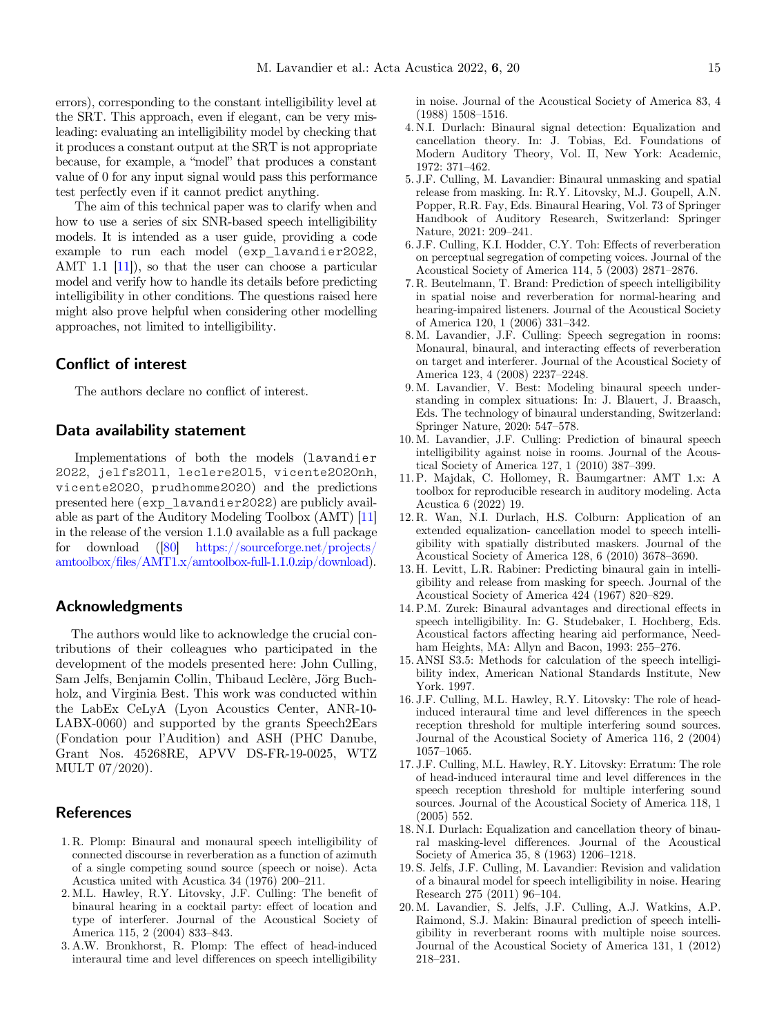errors), corresponding to the constant intelligibility level at the SRT. This approach, even if elegant, can be very misleading: evaluating an intelligibility model by checking that it produces a constant output at the SRT is not appropriate because, for example, a "model" that produces a constant value of 0 for any input signal would pass this performance test perfectly even if it cannot predict anything.

The aim of this technical paper was to clarify when and how to use a series of six SNR-based speech intelligibility models. It is intended as a user guide, providing a code example to run each model (`exp_lavandier2022`, AMT 1.1 [11]), so that the user can choose a particular model and verify how to handle its details before predicting intelligibility in other conditions. The questions raised here might also prove helpful when considering other modelling approaches, not limited to intelligibility.

## Conflict of interest

The authors declare no conflict of interest.

## Data availability statement

Implementations of both the models (`lavandier2022`, `jelfs2011`, `leclere2015`, `vicente2020nh`, `vicente2020`, `prudhomme2020`) and the predictions presented here (`exp_lavandier2022`) are publicly available as part of the Auditory Modeling Toolbox (AMT) [11] in the release of the version 1.1.0 available as a full package for download ([80] https://sourceforge.net/projects/amtoolbox/files/AMT1.x/amtoolbox-full-1.1.0.zip/download).

## Acknowledgments

The authors would like to acknowledge the crucial contributions of their colleagues who participated in the development of the models presented here: John Culling, Sam Jelfs, Benjamin Collin, Thibaud Leclère, Jörg Buchholz, and Virginia Best. This work was conducted within the LabEx CeLyA (Lyon Acoustics Center, ANR-10-LABX-0060) and supported by the grants Speech2Ears (Fondation pour l'Audition) and ASH (PHC Danube, Grant Nos. 45268RE, APVV DS-FR-19-0025, WTZ MULT 07/2020).

## References

1. R. Plomp: Binaural and monaural speech intelligibility of connected discourse in reverberation as a function of azimuth of a single competing sound source (speech or noise). Acta Acustica united with Acustica 34 (1976) 200–211.
2. M.L. Hawley, R.Y. Litovsky, J.F. Culling: The benefit of binaural hearing in a cocktail party: effect of location and type of interferer. Journal of the Acoustical Society of America 115, 2 (2004) 833–843.
3. A.W. Bronkhorst, R. Plomp: The effect of head-induced interaural time and level differences on speech intelligibility in noise. Journal of the Acoustical Society of America 83, 4 (1988) 1508–1516.
4. N.I. Durlach: Binaural signal detection: Equalization and cancellation theory. In: J. Tobias, Ed. Foundations of Modern Auditory Theory, Vol. II, New York: Academic, 1972: 371–462.
5. J.F. Culling, M. Lavandier: Binaural unmasking and spatial release from masking. In: R.Y. Litovsky, M.J. Goupell, A.N. Popper, R.R. Fay, Eds. Binaural Hearing, Vol. 73 of Springer Handbook of Auditory Research, Switzerland: Springer Nature, 2021: 209–241.
6. J.F. Culling, K.I. Hodder, C.Y. Toh: Effects of reverberation on perceptual segregation of competing voices. Journal of the Acoustical Society of America 114, 5 (2003) 2871–2876.
7. R. Beutelmann, T. Brand: Prediction of speech intelligibility in spatial noise and reverberation for normal-hearing and hearing-impaired listeners. Journal of the Acoustical Society of America 120, 1 (2006) 331–342.
8. M. Lavandier, J.F. Culling: Speech segregation in rooms: Monaural, binaural, and interacting effects of reverberation on target and interferer. Journal of the Acoustical Society of America 123, 4 (2008) 2237–2248.
9. M. Lavandier, V. Best: Modeling binaural speech understanding in complex situations: In: J. Blauert, J. Braasch, Eds. The technology of binaural understanding, Switzerland: Springer Nature, 2020: 547–578.
10. M. Lavandier, J.F. Culling: Prediction of binaural speech intelligibility against noise in rooms. Journal of the Acoustical Society of America 127, 1 (2010) 387–399.
11. P. Majdak, C. Hollomey, R. Baumgartner: AMT 1.x: A toolbox for reproducible research in auditory modeling. Acta Acustica 6 (2022) 19.
12. R. Wan, N.I. Durlach, H.S. Colburn: Application of an extended equalization- cancellation model to speech intelligibility with spatially distributed maskers. Journal of the Acoustical Society of America 128, 6 (2010) 3678–3690.
13. H. Levitt, L.R. Rabiner: Predicting binaural gain in intelligibility and release from masking for speech. Journal of the Acoustical Society of America 424 (1967) 820–829.
14. P.M. Zurek: Binaural advantages and directional effects in speech intelligibility. In: G. Studebaker, I. Hochberg, Eds. Acoustical factors affecting hearing aid performance, Needham Heights, MA: Allyn and Bacon, 1993: 255–276.
15. ANSI S3.5: Methods for calculation of the speech intelligibility index, American National Standards Institute, New York. 1997.
16. J.F. Culling, M.L. Hawley, R.Y. Litovsky: The role of head-induced interaural time and level differences in the speech reception threshold for multiple interfering sound sources. Journal of the Acoustical Society of America 116, 2 (2004) 1057–1065.
17. J.F. Culling, M.L. Hawley, R.Y. Litovsky: Erratum: The role of head-induced interaural time and level differences in the speech reception threshold for multiple interfering sound sources. Journal of the Acoustical Society of America 118, 1 (2005) 552.
18. N.I. Durlach: Equalization and cancellation theory of binaural masking-level differences. Journal of the Acoustical Society of America 35, 8 (1963) 1206–1218.
19. S. Jelfs, J.F. Culling, M. Lavandier: Revision and validation of a binaural model for speech intelligibility in noise. Hearing Research 275 (2011) 96–104.
20. M. Lavandier, S. Jelfs, J.F. Culling, A.J. Watkins, A.P. Raimond, S.J. Makin: Binaural prediction of speech intelligibility in reverberant rooms with multiple noise sources. Journal of the Acoustical Society of America 131, 1 (2012) 218–231.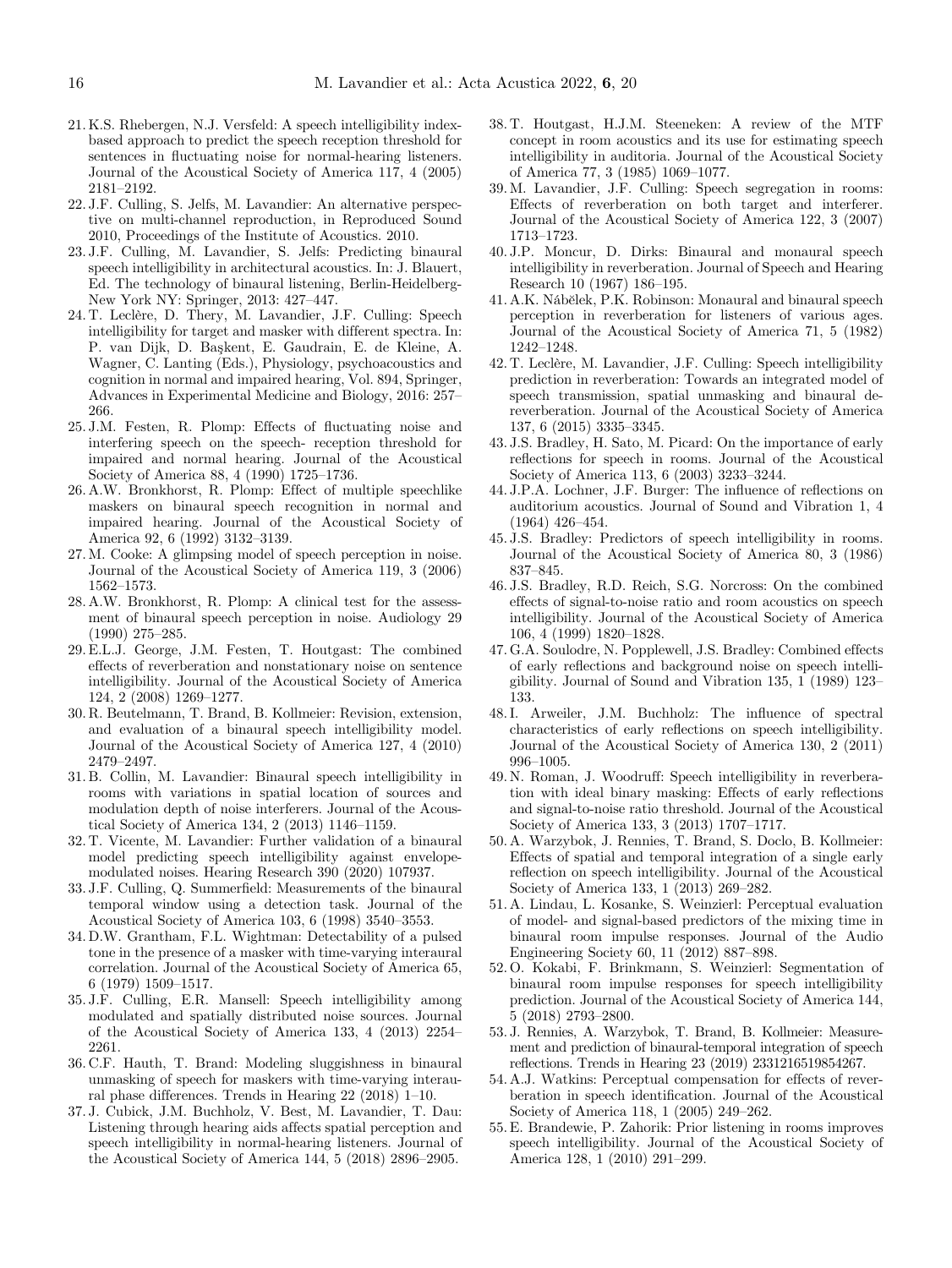21. K.S. Rhebergen, N.J. Versfeld: A speech intelligibility index-based approach to predict the speech reception threshold for sentences in fluctuating noise for normal-hearing listeners. Journal of the Acoustical Society of America 117, 4 (2005) 2181–2192.
22. J.F. Culling, S. Jelfs, M. Lavandier: An alternative perspective on multi-channel reproduction, in Reproduced Sound 2010, Proceedings of the Institute of Acoustics. 2010.
23. J.F. Culling, M. Lavandier, S. Jelfs: Predicting binaural speech intelligibility in architectural acoustics. In: J. Blauert, Ed. The technology of binaural listening, Berlin-Heidelberg-New York NY: Springer, 2013: 427–447.
24. T. Leclère, D. Thery, M. Lavandier, J.F. Culling: Speech intelligibility for target and masker with different spectra. In: P. van Dijk, D. Başkent, E. Gaudrain, E. de Kleine, A. Wagner, C. Lanting (Eds.), Physiology, psychoacoustics and cognition in normal and impaired hearing, Vol. 894, Springer, Advances in Experimental Medicine and Biology, 2016: 257–266.
25. J.M. Festen, R. Plomp: Effects of fluctuating noise and interfering speech on the speech- reception threshold for impaired and normal hearing. Journal of the Acoustical Society of America 88, 4 (1990) 1725–1736.
26. A.W. Bronkhorst, R. Plomp: Effect of multiple speechlike maskers on binaural speech recognition in normal and impaired hearing. Journal of the Acoustical Society of America 92, 6 (1992) 3132–3139.
27. M. Cooke: A glimpsing model of speech perception in noise. Journal of the Acoustical Society of America 119, 3 (2006) 1562–1573.
28. A.W. Bronkhorst, R. Plomp: A clinical test for the assessment of binaural speech perception in noise. Audiology 29 (1990) 275–285.
29. E.L.J. George, J.M. Festen, T. Houtgast: The combined effects of reverberation and nonstationary noise on sentence intelligibility. Journal of the Acoustical Society of America 124, 2 (2008) 1269–1277.
30. R. Beutelmann, T. Brand, B. Kollmeier: Revision, extension, and evaluation of a binaural speech intelligibility model. Journal of the Acoustical Society of America 127, 4 (2010) 2479–2497.
31. B. Collin, M. Lavandier: Binaural speech intelligibility in rooms with variations in spatial location of sources and modulation depth of noise interferers. Journal of the Acoustical Society of America 134, 2 (2013) 1146–1159.
32. T. Vicente, M. Lavandier: Further validation of a binaural model predicting speech intelligibility against envelope-modulated noises. Hearing Research 390 (2020) 107937.
33. J.F. Culling, Q. Summerfield: Measurements of the binaural temporal window using a detection task. Journal of the Acoustical Society of America 103, 6 (1998) 3540–3553.
34. D.W. Grantham, F.L. Wightman: Detectability of a pulsed tone in the presence of a masker with time-varying interaural correlation. Journal of the Acoustical Society of America 65, 6 (1979) 1509–1517.
35. J.F. Culling, E.R. Mansell: Speech intelligibility among modulated and spatially distributed noise sources. Journal of the Acoustical Society of America 133, 4 (2013) 2254–2261.
36. C.F. Hauth, T. Brand: Modeling sluggishness in binaural unmasking of speech for maskers with time-varying interaural phase differences. Trends in Hearing 22 (2018) 1–10.
37. J. Cubick, J.M. Buchholz, V. Best, M. Lavandier, T. Dau: Listening through hearing aids affects spatial perception and speech intelligibility in normal-hearing listeners. Journal of the Acoustical Society of America 144, 5 (2018) 2896–2905.
38. T. Houtgast, H.J.M. Steeneken: A review of the MTF concept in room acoustics and its use for estimating speech intelligibility in auditoria. Journal of the Acoustical Society of America 77, 3 (1985) 1069–1077.
39. M. Lavandier, J.F. Culling: Speech segregation in rooms: Effects of reverberation on both target and interferer. Journal of the Acoustical Society of America 122, 3 (2007) 1713–1723.
40. J.P. Moncur, D. Dirks: Binaural and monaural speech intelligibility in reverberation. Journal of Speech and Hearing Research 10 (1967) 186–195.
41. A.K. Nábělek, P.K. Robinson: Monaural and binaural speech perception in reverberation for listeners of various ages. Journal of the Acoustical Society of America 71, 5 (1982) 1242–1248.
42. T. Leclère, M. Lavandier, J.F. Culling: Speech intelligibility prediction in reverberation: Towards an integrated model of speech transmission, spatial unmasking and binaural de-reverberation. Journal of the Acoustical Society of America 137, 6 (2015) 3335–3345.
43. J.S. Bradley, H. Sato, M. Picard: On the importance of early reflections for speech in rooms. Journal of the Acoustical Society of America 113, 6 (2003) 3233–3244.
44. J.P.A. Lochner, J.F. Burger: The influence of reflections on auditorium acoustics. Journal of Sound and Vibration 1, 4 (1964) 426–454.
45. J.S. Bradley: Predictors of speech intelligibility in rooms. Journal of the Acoustical Society of America 80, 3 (1986) 837–845.
46. J.S. Bradley, R.D. Reich, S.G. Norcross: On the combined effects of signal-to-noise ratio and room acoustics on speech intelligibility. Journal of the Acoustical Society of America 106, 4 (1999) 1820–1828.
47. G.A. Soulodre, N. Popplewell, J.S. Bradley: Combined effects of early reflections and background noise on speech intelligibility. Journal of Sound and Vibration 135, 1 (1989) 123–133.
48. I. Arweiler, J.M. Buchholz: The influence of spectral characteristics of early reflections on speech intelligibility. Journal of the Acoustical Society of America 130, 2 (2011) 996–1005.
49. N. Roman, J. Woodruff: Speech intelligibility in reverberation with ideal binary masking: Effects of early reflections and signal-to-noise ratio threshold. Journal of the Acoustical Society of America 133, 3 (2013) 1707–1717.
50. A. Warzybok, J. Rennies, T. Brand, S. Doclo, B. Kollmeier: Effects of spatial and temporal integration of a single early reflection on speech intelligibility. Journal of the Acoustical Society of America 133, 1 (2013) 269–282.
51. A. Lindau, L. Kosanke, S. Weinzierl: Perceptual evaluation of model- and signal-based predictors of the mixing time in binaural room impulse responses. Journal of the Audio Engineering Society 60, 11 (2012) 887–898.
52. O. Kokabi, F. Brinkmann, S. Weinzierl: Segmentation of binaural room impulse responses for speech intelligibility prediction. Journal of the Acoustical Society of America 144, 5 (2018) 2793–2800.
53. J. Rennies, A. Warzybok, T. Brand, B. Kollmeier: Measurement and prediction of binaural-temporal integration of speech reflections. Trends in Hearing 23 (2019) 2331216519854267.
54. A.J. Watkins: Perceptual compensation for effects of reverberation in speech identification. Journal of the Acoustical Society of America 118, 1 (2005) 249–262.
55. E. Brandewie, P. Zahorik: Prior listening in rooms improves speech intelligibility. Journal of the Acoustical Society of America 128, 1 (2010) 291–299.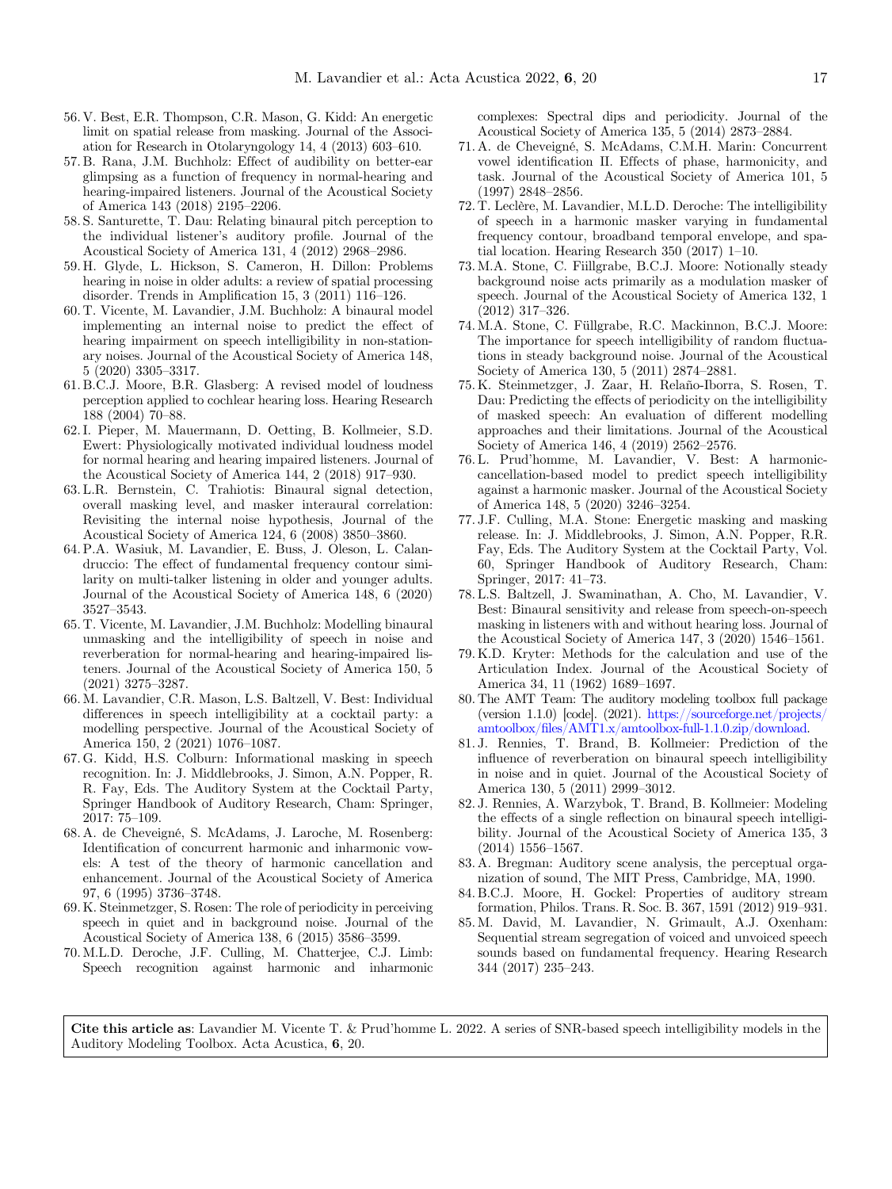56. V. Best, E.R. Thompson, C.R. Mason, G. Kidd: An energetic limit on spatial release from masking. Journal of the Association for Research in Otolaryngology 14, 4 (2013) 603–610.
57. B. Rana, J.M. Buchholz: Effect of audibility on better-ear glimpsing as a function of frequency in normal-hearing and hearing-impaired listeners. Journal of the Acoustical Society of America 143 (2018) 2195–2206.
58. S. Santurette, T. Dau: Relating binaural pitch perception to the individual listener's auditory profile. Journal of the Acoustical Society of America 131, 4 (2012) 2968–2986.
59. H. Glyde, L. Hickson, S. Cameron, H. Dillon: Problems hearing in noise in older adults: a review of spatial processing disorder. Trends in Amplification 15, 3 (2011) 116–126.
60. T. Vicente, M. Lavandier, J.M. Buchholz: A binaural model implementing an internal noise to predict the effect of hearing impairment on speech intelligibility in non-stationary noises. Journal of the Acoustical Society of America 148, 5 (2020) 3305–3317.
61. B.C.J. Moore, B.R. Glasberg: A revised model of loudness perception applied to cochlear hearing loss. Hearing Research 188 (2004) 70–88.
62. I. Pieper, M. Mauermann, D. Oetting, B. Kollmeier, S.D. Ewert: Physiologically motivated individual loudness model for normal hearing and hearing impaired listeners. Journal of the Acoustical Society of America 144, 2 (2018) 917–930.
63. L.R. Bernstein, C. Trahiotis: Binaural signal detection, overall masking level, and masker interaural correlation: Revisiting the internal noise hypothesis, Journal of the Acoustical Society of America 124, 6 (2008) 3850–3860.
64. P.A. Wasiuk, M. Lavandier, E. Buss, J. Oleson, L. Calandruccio: The effect of fundamental frequency contour similarity on multi-talker listening in older and younger adults. Journal of the Acoustical Society of America 148, 6 (2020) 3527–3543.
65. T. Vicente, M. Lavandier, J.M. Buchholz: Modelling binaural unmasking and the intelligibility of speech in noise and reverberation for normal-hearing and hearing-impaired listeners. Journal of the Acoustical Society of America 150, 5 (2021) 3275–3287.
66. M. Lavandier, C.R. Mason, L.S. Baltzell, V. Best: Individual differences in speech intelligibility at a cocktail party: a modelling perspective. Journal of the Acoustical Society of America 150, 2 (2021) 1076–1087.
67. G. Kidd, H.S. Colburn: Informational masking in speech recognition. In: J. Middlebrooks, J. Simon, A.N. Popper, R. R. Fay, Eds. The Auditory System at the Cocktail Party, Springer Handbook of Auditory Research, Cham: Springer, 2017: 75–109.
68. A. de Cheveigné, S. McAdams, J. Laroche, M. Rosenberg: Identification of concurrent harmonic and inharmonic vowels: A test of the theory of harmonic cancellation and enhancement. Journal of the Acoustical Society of America 97, 6 (1995) 3736–3748.
69. K. Steinmetzger, S. Rosen: The role of periodicity in perceiving speech in quiet and in background noise. Journal of the Acoustical Society of America 138, 6 (2015) 3586–3599.
70. M.L.D. Deroche, J.F. Culling, M. Chatterjee, C.J. Limb: Speech recognition against harmonic and inharmonic complexes: Spectral dips and periodicity. Journal of the Acoustical Society of America 135, 5 (2014) 2873–2884.
71. A. de Cheveigné, S. McAdams, C.M.H. Marin: Concurrent vowel identification II. Effects of phase, harmonicity, and task. Journal of the Acoustical Society of America 101, 5 (1997) 2848–2856.
72. T. Leclère, M. Lavandier, M.L.D. Deroche: The intelligibility of speech in a harmonic masker varying in fundamental frequency contour, broadband temporal envelope, and spatial location. Hearing Research 350 (2017) 1–10.
73. M.A. Stone, C. Fiillgrabe, B.C.J. Moore: Notionally steady background noise acts primarily as a modulation masker of speech. Journal of the Acoustical Society of America 132, 1 (2012) 317–326.
74. M.A. Stone, C. Füllgrabe, R.C. Mackinnon, B.C.J. Moore: The importance for speech intelligibility of random fluctuations in steady background noise. Journal of the Acoustical Society of America 130, 5 (2011) 2874–2881.
75. K. Steinmetzger, J. Zaar, H. Relaño-Iborra, S. Rosen, T. Dau: Predicting the effects of periodicity on the intelligibility of masked speech: An evaluation of different modelling approaches and their limitations. Journal of the Acoustical Society of America 146, 4 (2019) 2562–2576.
76. L. Prud'homme, M. Lavandier, V. Best: A harmonic-cancellation-based model to predict speech intelligibility against a harmonic masker. Journal of the Acoustical Society of America 148, 5 (2020) 3246–3254.
77. J.F. Culling, M.A. Stone: Energetic masking and masking release. In: J. Middlebrooks, J. Simon, A.N. Popper, R.R. Fay, Eds. The Auditory System at the Cocktail Party, Vol. 60, Springer Handbook of Auditory Research, Cham: Springer, 2017: 41–73.
78. L.S. Baltzell, J. Swaminathan, A. Cho, M. Lavandier, V. Best: Binaural sensitivity and release from speech-on-speech masking in listeners with and without hearing loss. Journal of the Acoustical Society of America 147, 3 (2020) 1546–1561.
79. K.D. Kryter: Methods for the calculation and use of the Articulation Index. Journal of the Acoustical Society of America 34, 11 (1962) 1689–1697.
80. The AMT Team: The auditory modeling toolbox full package (version 1.1.0) [code]. (2021). https://sourceforge.net/projects/amtoolbox/files/AMT1.x/amtoolbox-full-1.1.0.zip/download.
81. J. Rennies, T. Brand, B. Kollmeier: Prediction of the influence of reverberation on binaural speech intelligibility in noise and in quiet. Journal of the Acoustical Society of America 130, 5 (2011) 2999–3012.
82. J. Rennies, A. Warzybok, T. Brand, B. Kollmeier: Modeling the effects of a single reflection on binaural speech intelligibility. Journal of the Acoustical Society of America 135, 3 (2014) 1556–1567.
83. A. Bregman: Auditory scene analysis, the perceptual organization of sound, The MIT Press, Cambridge, MA, 1990.
84. B.C.J. Moore, H. Gockel: Properties of auditory stream formation, Philos. Trans. R. Soc. B. 367, 1591 (2012) 919–931.
85. M. David, M. Lavandier, N. Grimault, A.J. Oxenham: Sequential stream segregation of voiced and unvoiced speech sounds based on fundamental frequency. Hearing Research 344 (2017) 235–243.

**Cite this article as**: Lavandier M. Vicente T. & Prud'homme L. 2022. A series of SNR-based speech intelligibility models in the Auditory Modeling Toolbox. Acta Acustica, **6**, 20.